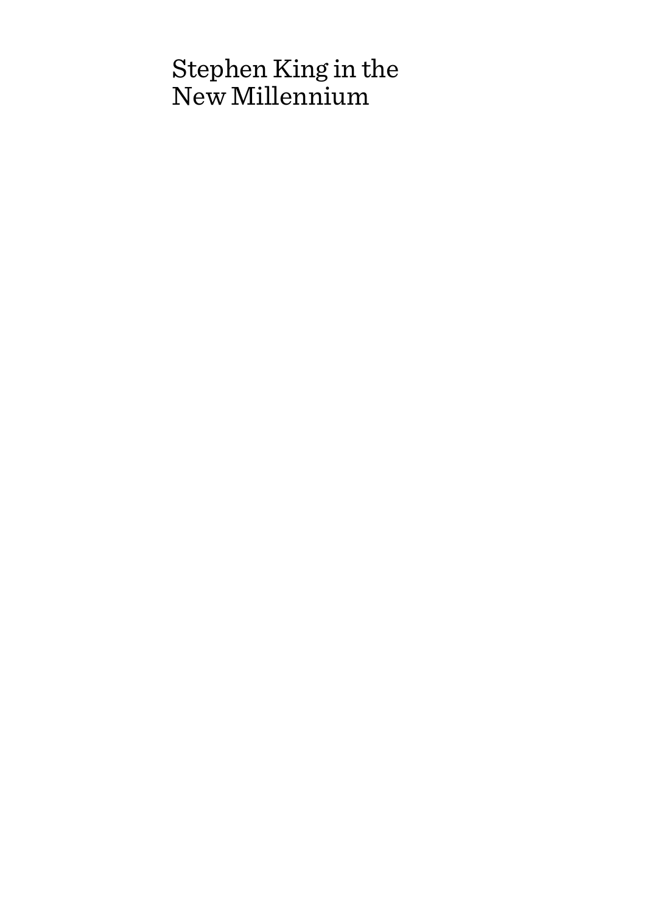# Stephen King in the New Millennium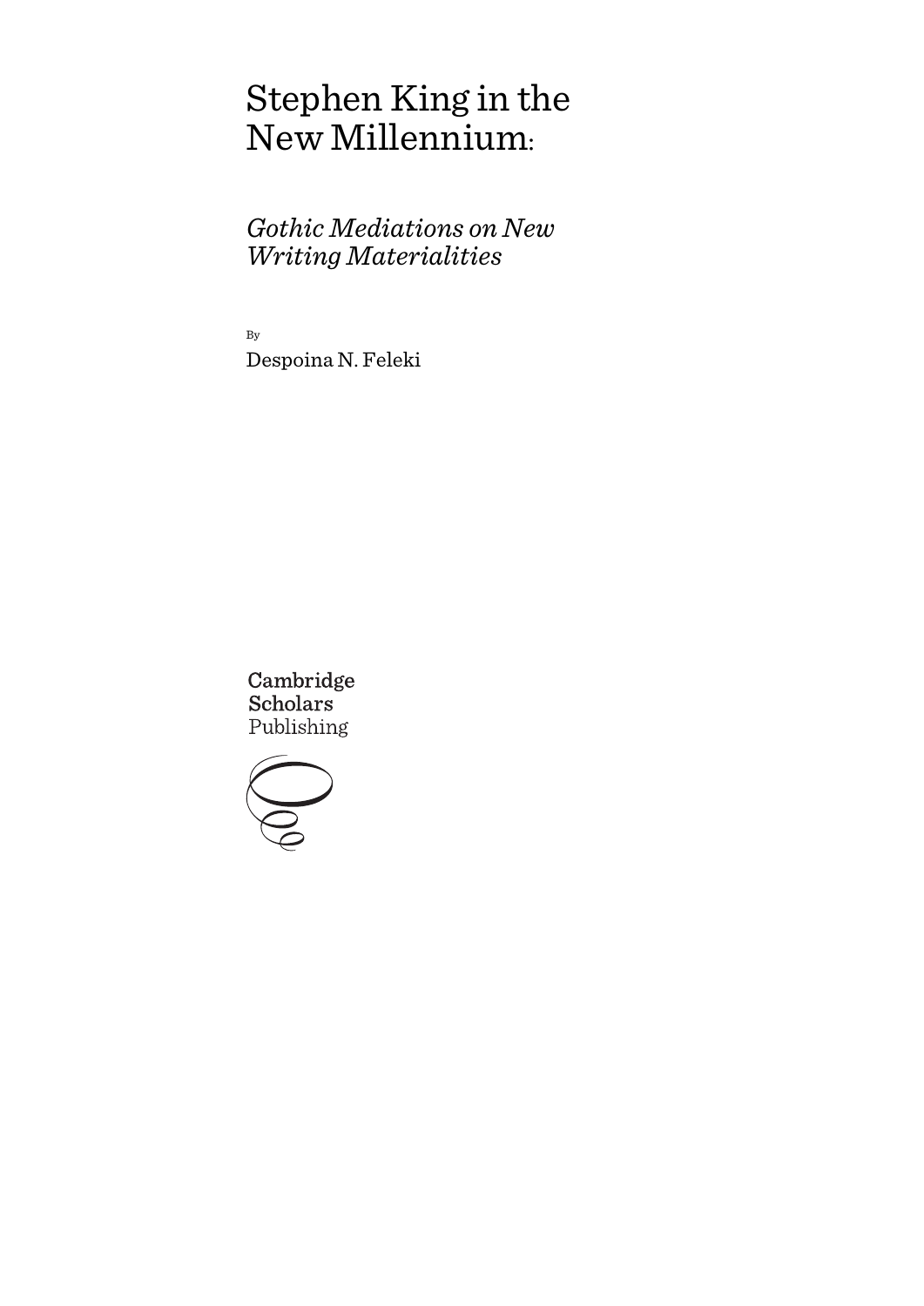# Stephen King in the New Millennium:

## *Gothic Mediations on New Writing Materialities*

By

Despoina N. Feleki

Cambridge Scholars Publishing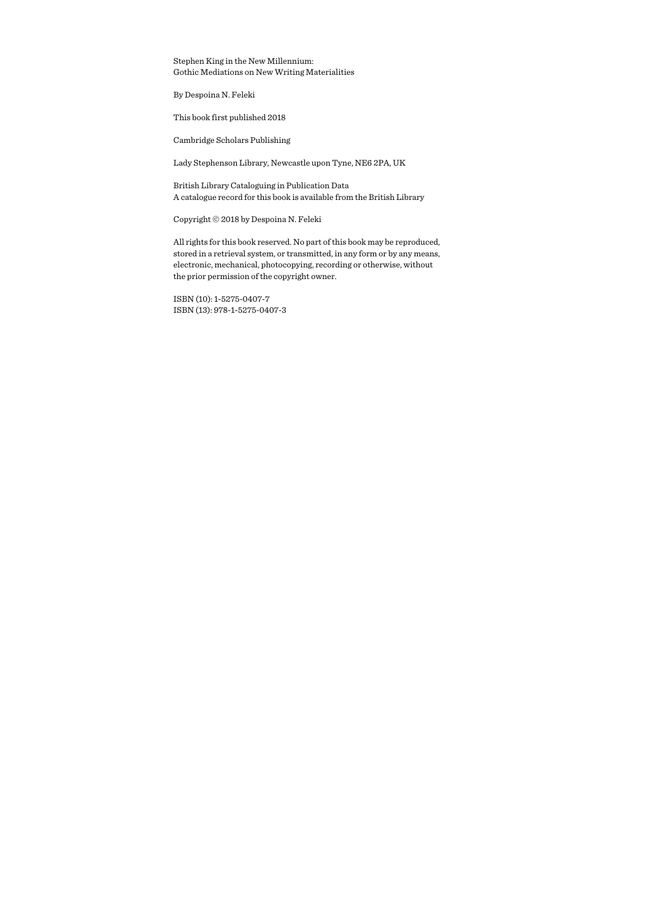Stephen King in the New Millennium:
Gothic Mediations on New Writing Materialities

By Despoina N. Feleki

This book first published 2018

Cambridge Scholars Publishing

Lady Stephenson Library, Newcastle upon Tyne, NE6 2PA, UK

British Library Cataloguing in Publication Data
A catalogue record for this book is available from the British Library

Copyright © 2018 by Despoina N. Feleki

All rights for this book reserved. No part of this book may be reproduced, stored in a retrieval system, or transmitted, in any form or by any means, electronic, mechanical, photocopying, recording or otherwise, without the prior permission of the copyright owner.

ISBN (10): 1-5275-0407-7
ISBN (13): 978-1-5275-0407-3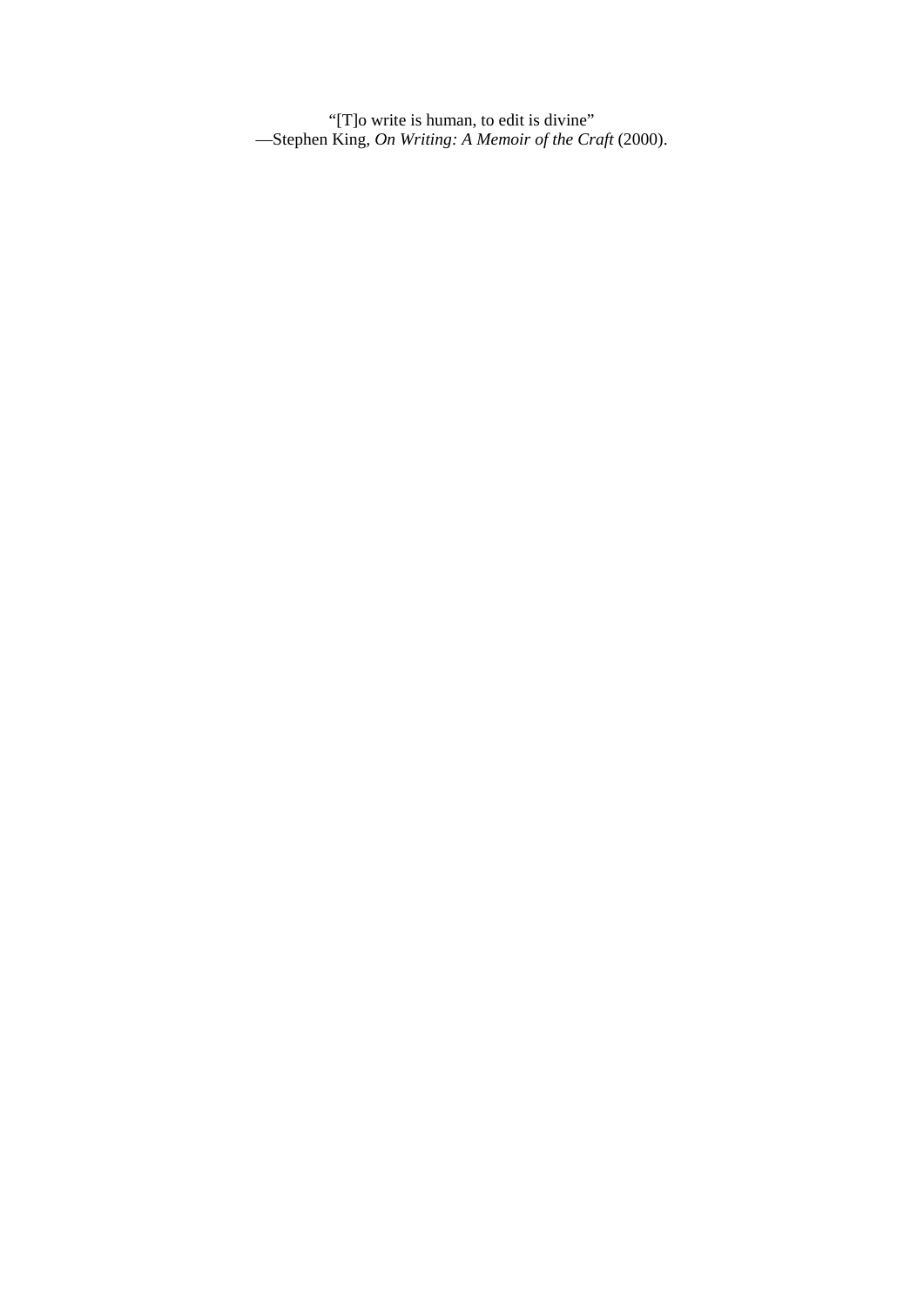"[T]o write is human, to edit is divine"
—Stephen King, *On Writing: A Memoir of the Craft* (2000).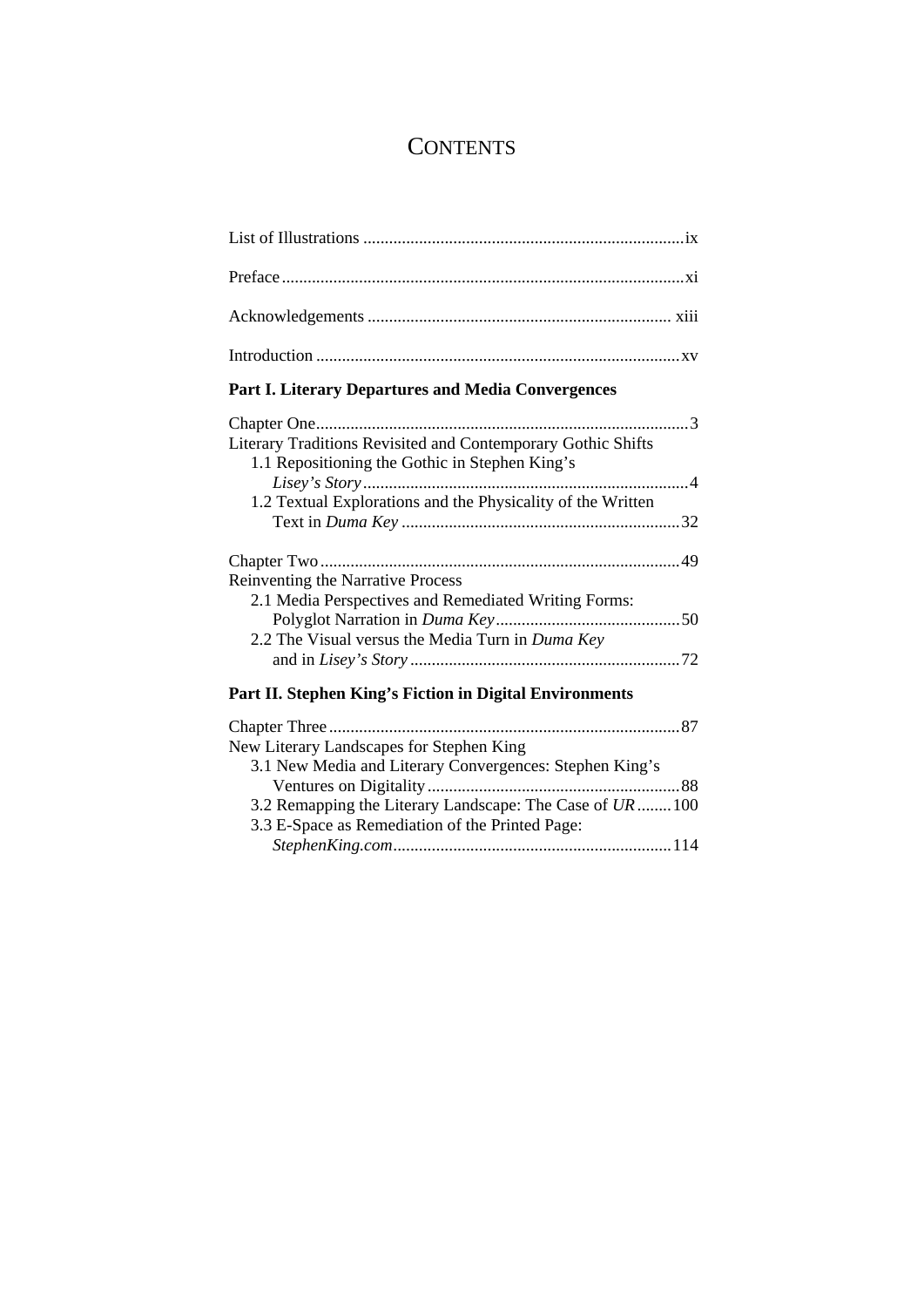# Contents

List of Illustrations .......... ix

Preface .......... xi

Acknowledgements .......... xiii

Introduction .......... xv

## Part I. Literary Departures and Media Convergences

Chapter One .......... 3
Literary Traditions Revisited and Contemporary Gothic Shifts
- 1.1 Repositioning the Gothic in Stephen King's *Lisey's Story* .......... 4
- 1.2 Textual Explorations and the Physicality of the Written Text in *Duma Key* .......... 32

Chapter Two .......... 49
Reinventing the Narrative Process
- 2.1 Media Perspectives and Remediated Writing Forms: Polyglot Narration in *Duma Key* .......... 50
- 2.2 The Visual versus the Media Turn in *Duma Key* and in *Lisey's Story* .......... 72

## Part II. Stephen King's Fiction in Digital Environments

Chapter Three .......... 87
New Literary Landscapes for Stephen King
- 3.1 New Media and Literary Convergences: Stephen King's Ventures on Digitality .......... 88
- 3.2 Remapping the Literary Landscape: The Case of *UR* .......... 100
- 3.3 E-Space as Remediation of the Printed Page: *StephenKing.com* .......... 114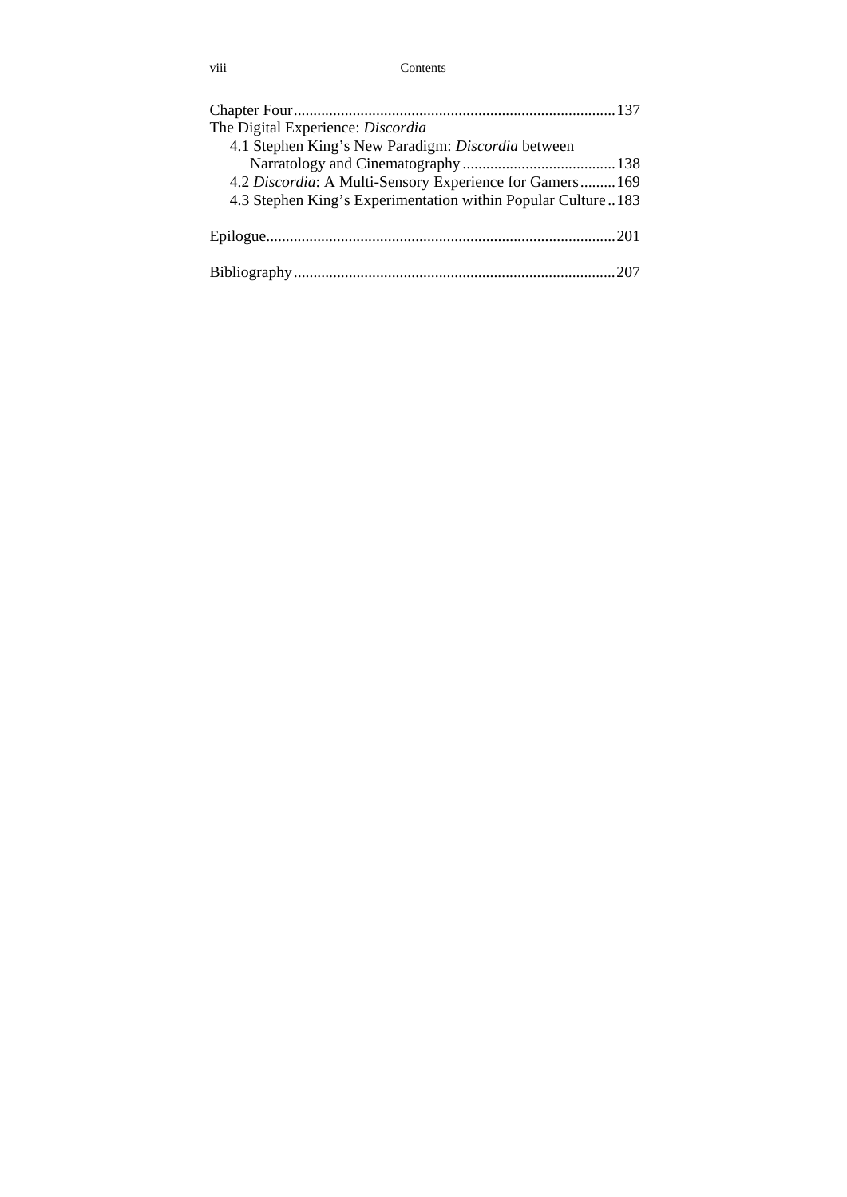Chapter Four .......... 137

The Digital Experience: *Discordia*

- 4.1 Stephen King's New Paradigm: *Discordia* between Narratology and Cinematography .......... 138
- 4.2 *Discordia*: A Multi-Sensory Experience for Gamers .......... 169
- 4.3 Stephen King's Experimentation within Popular Culture .......... 183

Epilogue .......... 201

Bibliography .......... 207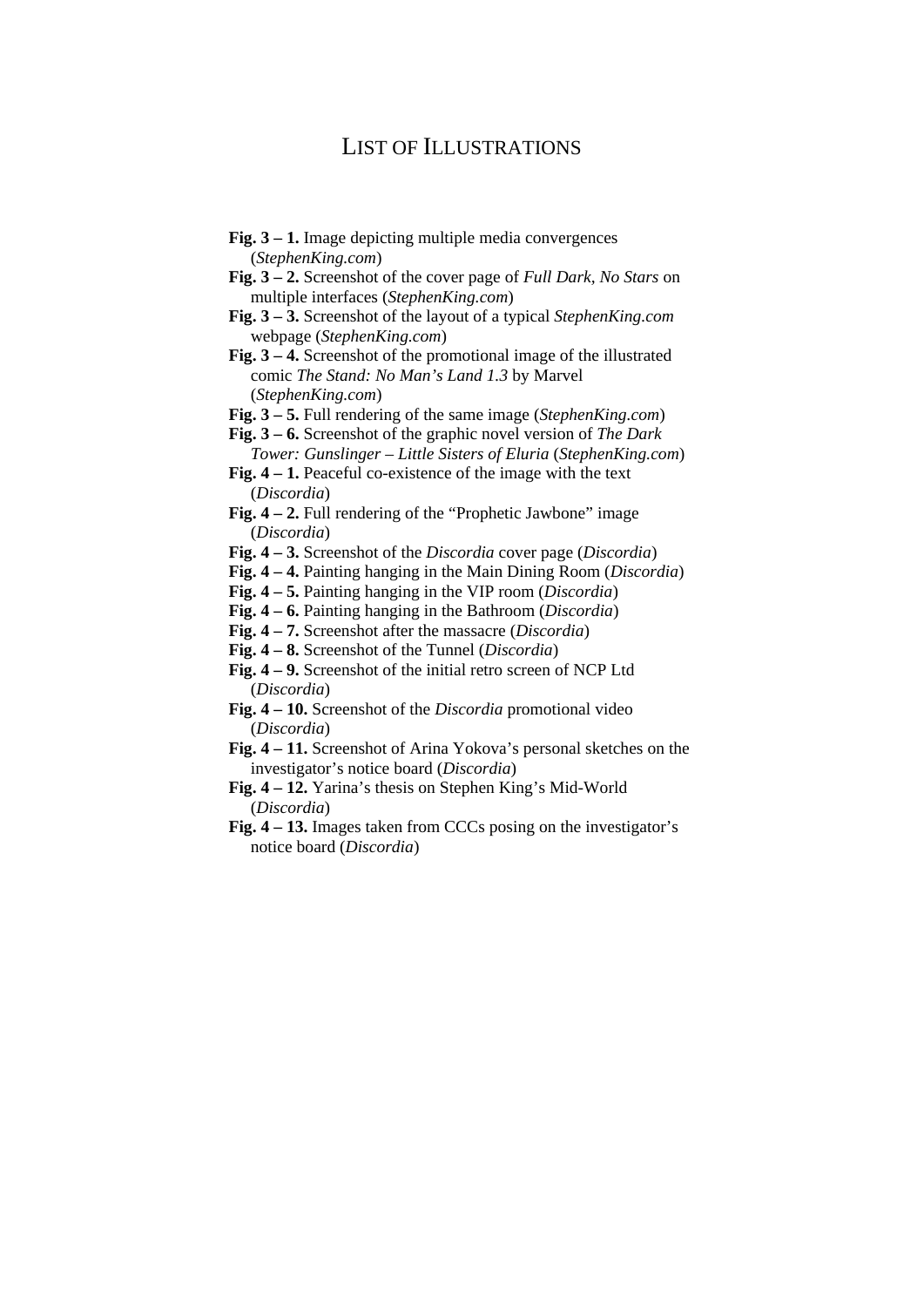# List of Illustrations

**Fig. 3 – 1.** Image depicting multiple media convergences (*StephenKing.com*)
**Fig. 3 – 2.** Screenshot of the cover page of *Full Dark, No Stars* on multiple interfaces (*StephenKing.com*)
**Fig. 3 – 3.** Screenshot of the layout of a typical *StephenKing.com* webpage (*StephenKing.com*)
**Fig. 3 – 4.** Screenshot of the promotional image of the illustrated comic *The Stand: No Man's Land 1.3* by Marvel (*StephenKing.com*)
**Fig. 3 – 5.** Full rendering of the same image (*StephenKing.com*)
**Fig. 3 – 6.** Screenshot of the graphic novel version of *The Dark Tower: Gunslinger – Little Sisters of Eluria* (*StephenKing.com*)
**Fig. 4 – 1.** Peaceful co-existence of the image with the text (*Discordia*)
**Fig. 4 – 2.** Full rendering of the "Prophetic Jawbone" image (*Discordia*)
**Fig. 4 – 3.** Screenshot of the *Discordia* cover page (*Discordia*)
**Fig. 4 – 4.** Painting hanging in the Main Dining Room (*Discordia*)
**Fig. 4 – 5.** Painting hanging in the VIP room (*Discordia*)
**Fig. 4 – 6.** Painting hanging in the Bathroom (*Discordia*)
**Fig. 4 – 7.** Screenshot after the massacre (*Discordia*)
**Fig. 4 – 8.** Screenshot of the Tunnel (*Discordia*)
**Fig. 4 – 9.** Screenshot of the initial retro screen of NCP Ltd (*Discordia*)
**Fig. 4 – 10.** Screenshot of the *Discordia* promotional video (*Discordia*)
**Fig. 4 – 11.** Screenshot of Arina Yokova's personal sketches on the investigator's notice board (*Discordia*)
**Fig. 4 – 12.** Yarina's thesis on Stephen King's Mid-World (*Discordia*)
**Fig. 4 – 13.** Images taken from CCCs posing on the investigator's notice board (*Discordia*)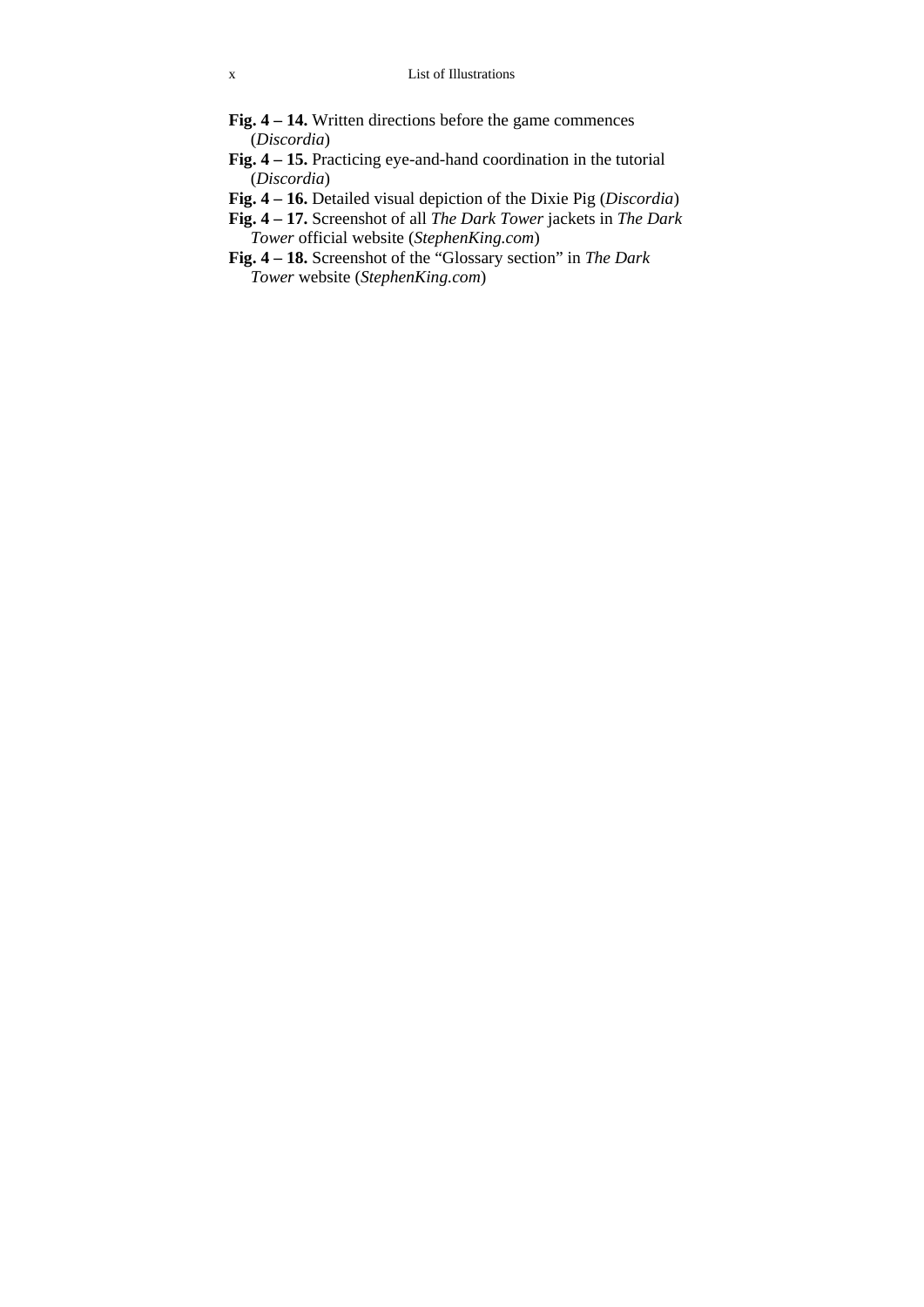**Fig. 4 – 14.** Written directions before the game commences (*Discordia*)

**Fig. 4 – 15.** Practicing eye-and-hand coordination in the tutorial (*Discordia*)

**Fig. 4 – 16.** Detailed visual depiction of the Dixie Pig (*Discordia*)

**Fig. 4 – 17.** Screenshot of all *The Dark Tower* jackets in *The Dark Tower* official website (*StephenKing.com*)

**Fig. 4 – 18.** Screenshot of the "Glossary section" in *The Dark Tower* website (*StephenKing.com*)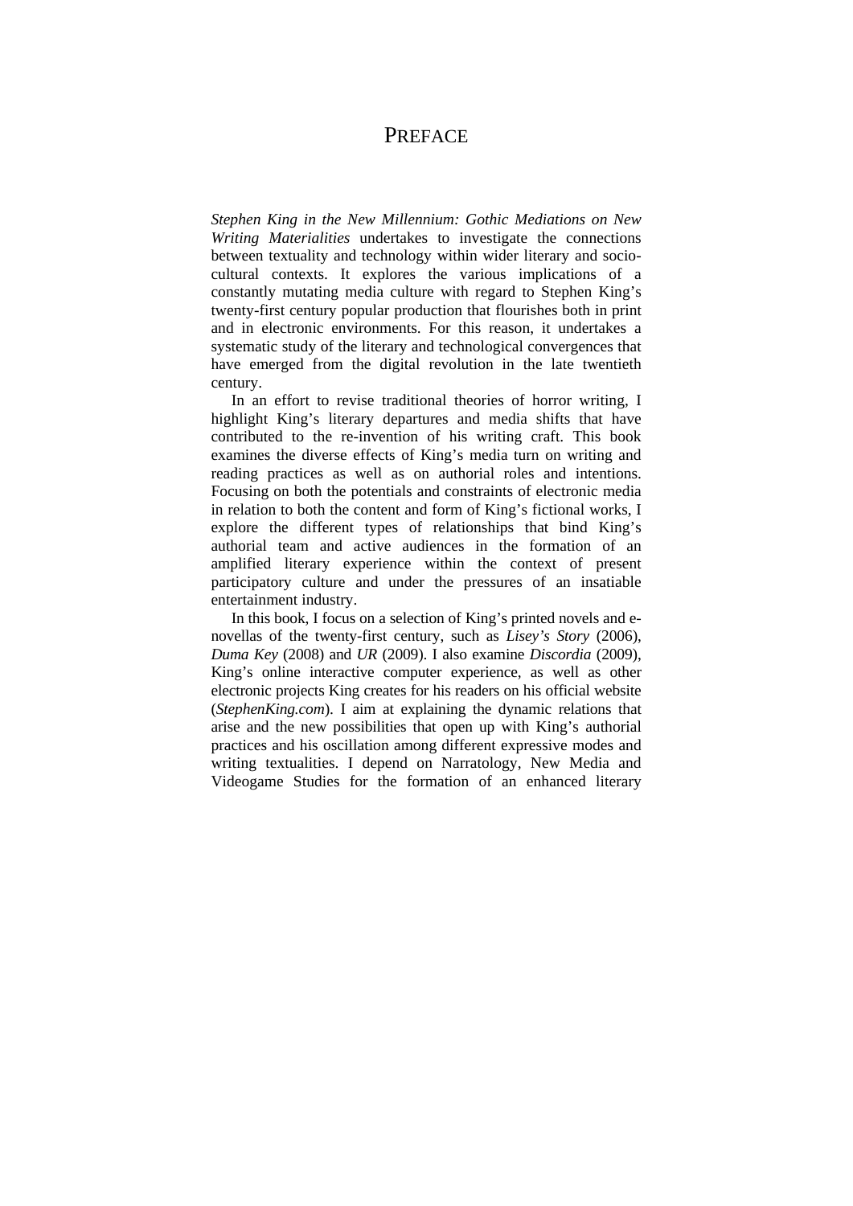# PREFACE

*Stephen King in the New Millennium: Gothic Mediations on New Writing Materialities* undertakes to investigate the connections between textuality and technology within wider literary and socio-cultural contexts. It explores the various implications of a constantly mutating media culture with regard to Stephen King's twenty-first century popular production that flourishes both in print and in electronic environments. For this reason, it undertakes a systematic study of the literary and technological convergences that have emerged from the digital revolution in the late twentieth century.

In an effort to revise traditional theories of horror writing, I highlight King's literary departures and media shifts that have contributed to the re-invention of his writing craft. This book examines the diverse effects of King's media turn on writing and reading practices as well as on authorial roles and intentions. Focusing on both the potentials and constraints of electronic media in relation to both the content and form of King's fictional works, I explore the different types of relationships that bind King's authorial team and active audiences in the formation of an amplified literary experience within the context of present participatory culture and under the pressures of an insatiable entertainment industry.

In this book, I focus on a selection of King's printed novels and e-novellas of the twenty-first century, such as *Lisey's Story* (2006), *Duma Key* (2008) and *UR* (2009). I also examine *Discordia* (2009), King's online interactive computer experience, as well as other electronic projects King creates for his readers on his official website (*StephenKing.com*). I aim at explaining the dynamic relations that arise and the new possibilities that open up with King's authorial practices and his oscillation among different expressive modes and writing textualities. I depend on Narratology, New Media and Videogame Studies for the formation of an enhanced literary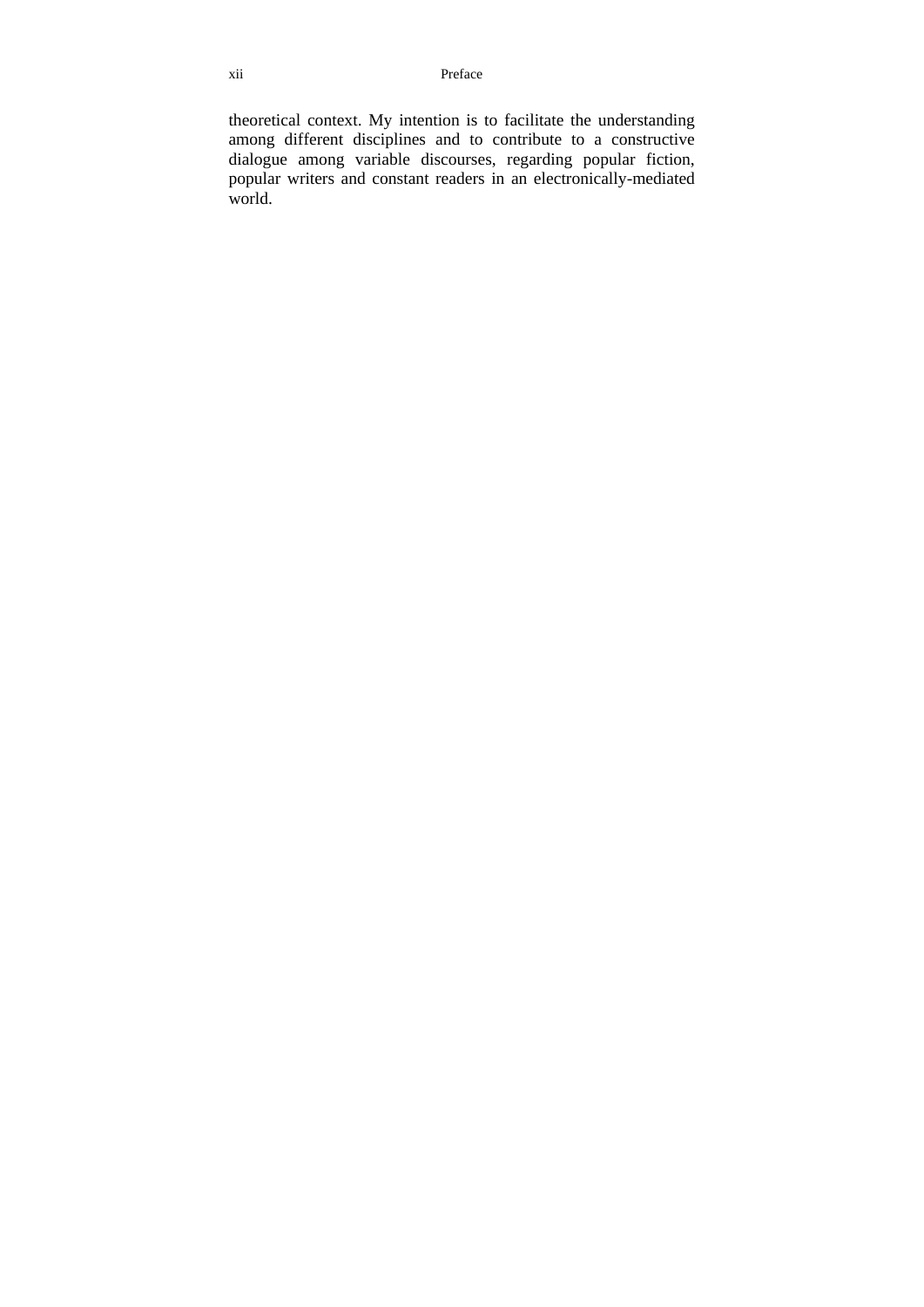theoretical context. My intention is to facilitate the understanding among different disciplines and to contribute to a constructive dialogue among variable discourses, regarding popular fiction, popular writers and constant readers in an electronically-mediated world.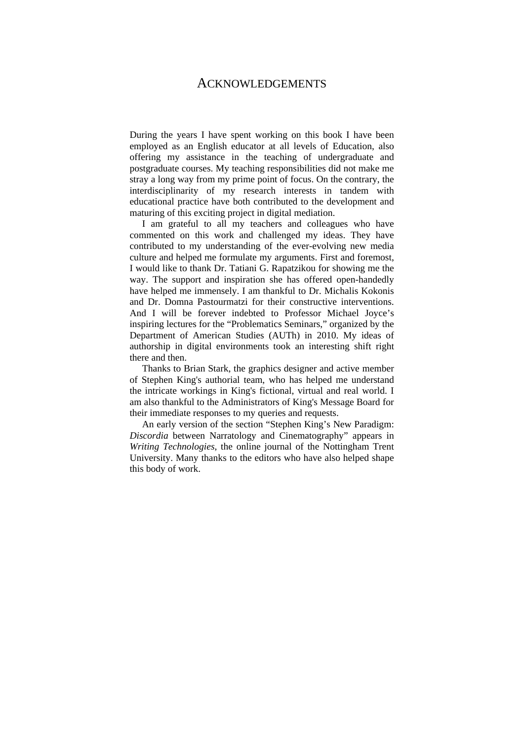# ACKNOWLEDGEMENTS

During the years I have spent working on this book I have been employed as an English educator at all levels of Education, also offering my assistance in the teaching of undergraduate and postgraduate courses. My teaching responsibilities did not make me stray a long way from my prime point of focus. On the contrary, the interdisciplinarity of my research interests in tandem with educational practice have both contributed to the development and maturing of this exciting project in digital mediation.

I am grateful to all my teachers and colleagues who have commented on this work and challenged my ideas. They have contributed to my understanding of the ever-evolving new media culture and helped me formulate my arguments. First and foremost, I would like to thank Dr. Tatiani G. Rapatzikou for showing me the way. The support and inspiration she has offered open-handedly have helped me immensely. I am thankful to Dr. Michalis Kokonis and Dr. Domna Pastourmatzi for their constructive interventions. And I will be forever indebted to Professor Michael Joyce's inspiring lectures for the "Problematics Seminars," organized by the Department of American Studies (AUTh) in 2010. My ideas of authorship in digital environments took an interesting shift right there and then.

Thanks to Brian Stark, the graphics designer and active member of Stephen King's authorial team, who has helped me understand the intricate workings in King's fictional, virtual and real world. I am also thankful to the Administrators of King's Message Board for their immediate responses to my queries and requests.

An early version of the section "Stephen King's New Paradigm: *Discordia* between Narratology and Cinematography" appears in *Writing Technologies*, the online journal of the Nottingham Trent University. Many thanks to the editors who have also helped shape this body of work.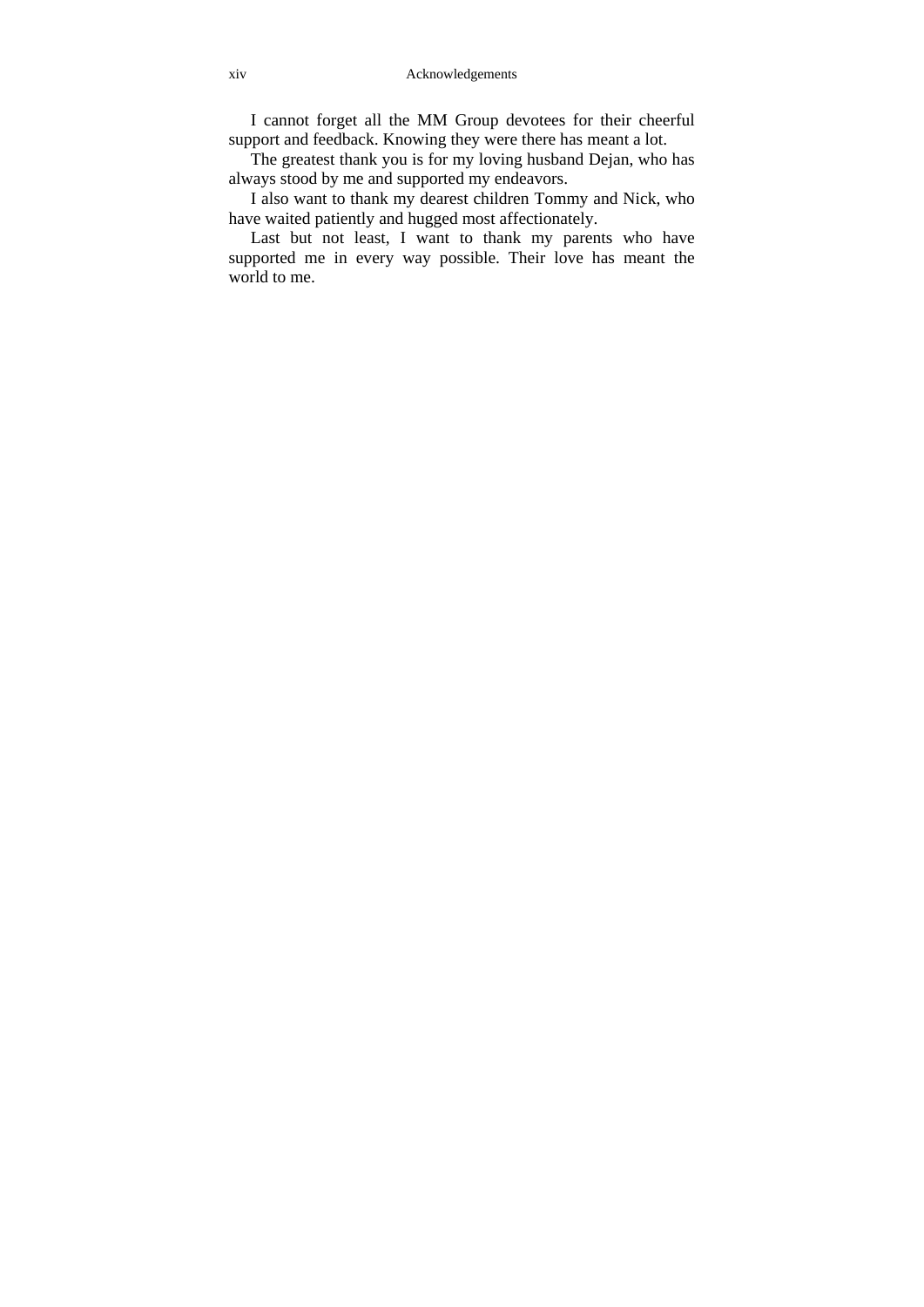I cannot forget all the MM Group devotees for their cheerful support and feedback. Knowing they were there has meant a lot.

The greatest thank you is for my loving husband Dejan, who has always stood by me and supported my endeavors.

I also want to thank my dearest children Tommy and Nick, who have waited patiently and hugged most affectionately.

Last but not least, I want to thank my parents who have supported me in every way possible. Their love has meant the world to me.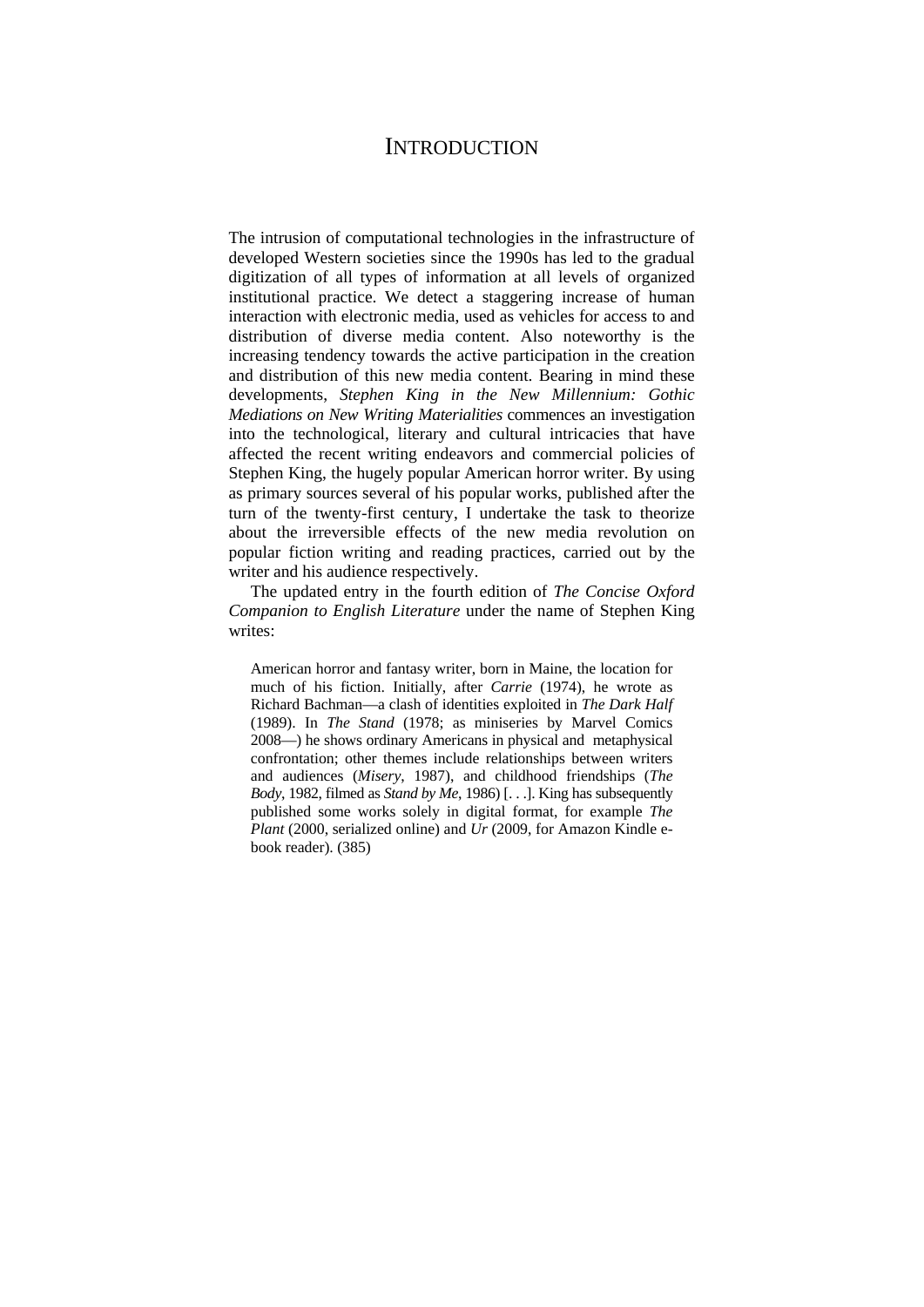# INTRODUCTION

The intrusion of computational technologies in the infrastructure of developed Western societies since the 1990s has led to the gradual digitization of all types of information at all levels of organized institutional practice. We detect a staggering increase of human interaction with electronic media, used as vehicles for access to and distribution of diverse media content. Also noteworthy is the increasing tendency towards the active participation in the creation and distribution of this new media content. Bearing in mind these developments, *Stephen King in the New Millennium: Gothic Mediations on New Writing Materialities* commences an investigation into the technological, literary and cultural intricacies that have affected the recent writing endeavors and commercial policies of Stephen King, the hugely popular American horror writer. By using as primary sources several of his popular works, published after the turn of the twenty-first century, I undertake the task to theorize about the irreversible effects of the new media revolution on popular fiction writing and reading practices, carried out by the writer and his audience respectively.

The updated entry in the fourth edition of *The Concise Oxford Companion to English Literature* under the name of Stephen King writes:

> American horror and fantasy writer, born in Maine, the location for much of his fiction. Initially, after *Carrie* (1974), he wrote as Richard Bachman—a clash of identities exploited in *The Dark Half* (1989). In *The Stand* (1978; as miniseries by Marvel Comics 2008—) he shows ordinary Americans in physical and metaphysical confrontation; other themes include relationships between writers and audiences (*Misery*, 1987), and childhood friendships (*The Body*, 1982, filmed as *Stand by Me*, 1986) [. . .]. King has subsequently published some works solely in digital format, for example *The Plant* (2000, serialized online) and *Ur* (2009, for Amazon Kindle e-book reader). (385)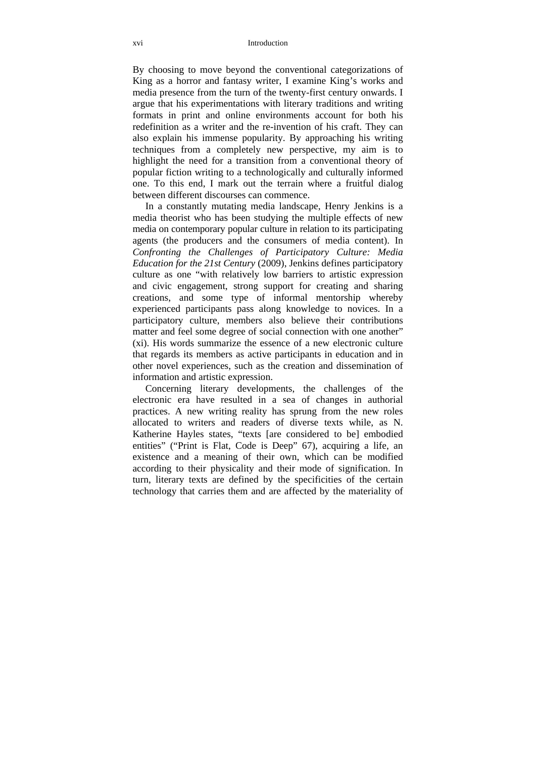By choosing to move beyond the conventional categorizations of King as a horror and fantasy writer, I examine King's works and media presence from the turn of the twenty-first century onwards. I argue that his experimentations with literary traditions and writing formats in print and online environments account for both his redefinition as a writer and the re-invention of his craft. They can also explain his immense popularity. By approaching his writing techniques from a completely new perspective, my aim is to highlight the need for a transition from a conventional theory of popular fiction writing to a technologically and culturally informed one. To this end, I mark out the terrain where a fruitful dialog between different discourses can commence.

In a constantly mutating media landscape, Henry Jenkins is a media theorist who has been studying the multiple effects of new media on contemporary popular culture in relation to its participating agents (the producers and the consumers of media content). In *Confronting the Challenges of Participatory Culture: Media Education for the 21st Century* (2009), Jenkins defines participatory culture as one "with relatively low barriers to artistic expression and civic engagement, strong support for creating and sharing creations, and some type of informal mentorship whereby experienced participants pass along knowledge to novices. In a participatory culture, members also believe their contributions matter and feel some degree of social connection with one another" (xi). His words summarize the essence of a new electronic culture that regards its members as active participants in education and in other novel experiences, such as the creation and dissemination of information and artistic expression.

Concerning literary developments, the challenges of the electronic era have resulted in a sea of changes in authorial practices. A new writing reality has sprung from the new roles allocated to writers and readers of diverse texts while, as N. Katherine Hayles states, "texts [are considered to be] embodied entities" ("Print is Flat, Code is Deep" 67), acquiring a life, an existence and a meaning of their own, which can be modified according to their physicality and their mode of signification. In turn, literary texts are defined by the specificities of the certain technology that carries them and are affected by the materiality of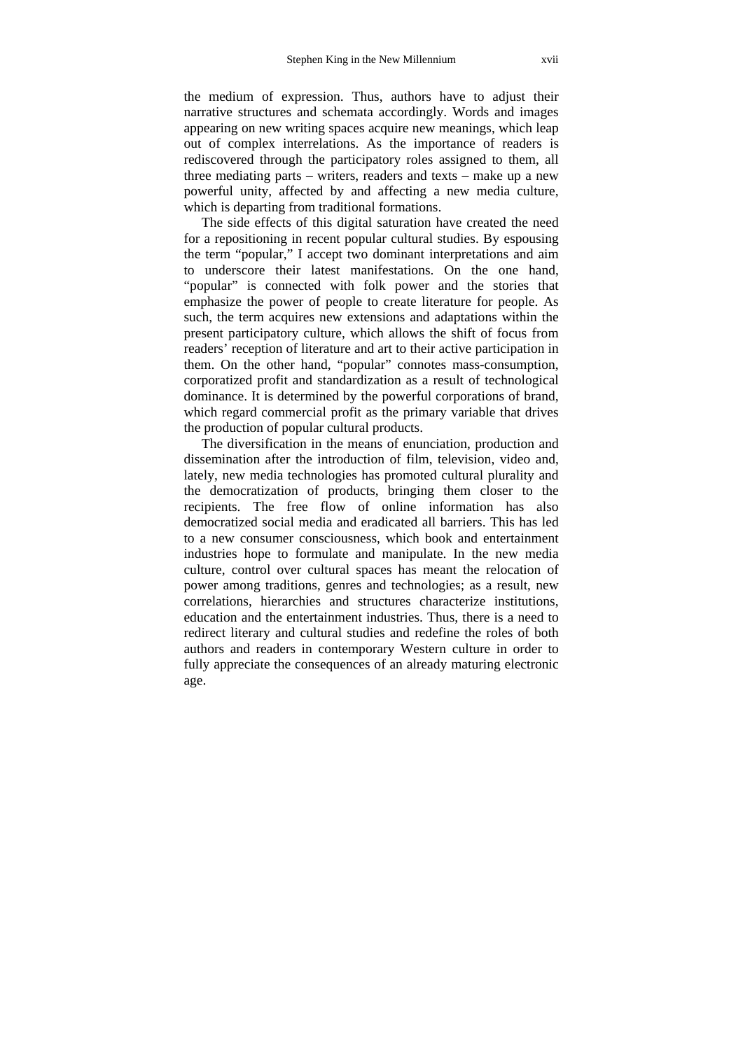the medium of expression. Thus, authors have to adjust their narrative structures and schemata accordingly. Words and images appearing on new writing spaces acquire new meanings, which leap out of complex interrelations. As the importance of readers is rediscovered through the participatory roles assigned to them, all three mediating parts – writers, readers and texts – make up a new powerful unity, affected by and affecting a new media culture, which is departing from traditional formations.

The side effects of this digital saturation have created the need for a repositioning in recent popular cultural studies. By espousing the term "popular," I accept two dominant interpretations and aim to underscore their latest manifestations. On the one hand, "popular" is connected with folk power and the stories that emphasize the power of people to create literature for people. As such, the term acquires new extensions and adaptations within the present participatory culture, which allows the shift of focus from readers' reception of literature and art to their active participation in them. On the other hand, "popular" connotes mass-consumption, corporatized profit and standardization as a result of technological dominance. It is determined by the powerful corporations of brand, which regard commercial profit as the primary variable that drives the production of popular cultural products.

The diversification in the means of enunciation, production and dissemination after the introduction of film, television, video and, lately, new media technologies has promoted cultural plurality and the democratization of products, bringing them closer to the recipients. The free flow of online information has also democratized social media and eradicated all barriers. This has led to a new consumer consciousness, which book and entertainment industries hope to formulate and manipulate. In the new media culture, control over cultural spaces has meant the relocation of power among traditions, genres and technologies; as a result, new correlations, hierarchies and structures characterize institutions, education and the entertainment industries. Thus, there is a need to redirect literary and cultural studies and redefine the roles of both authors and readers in contemporary Western culture in order to fully appreciate the consequences of an already maturing electronic age.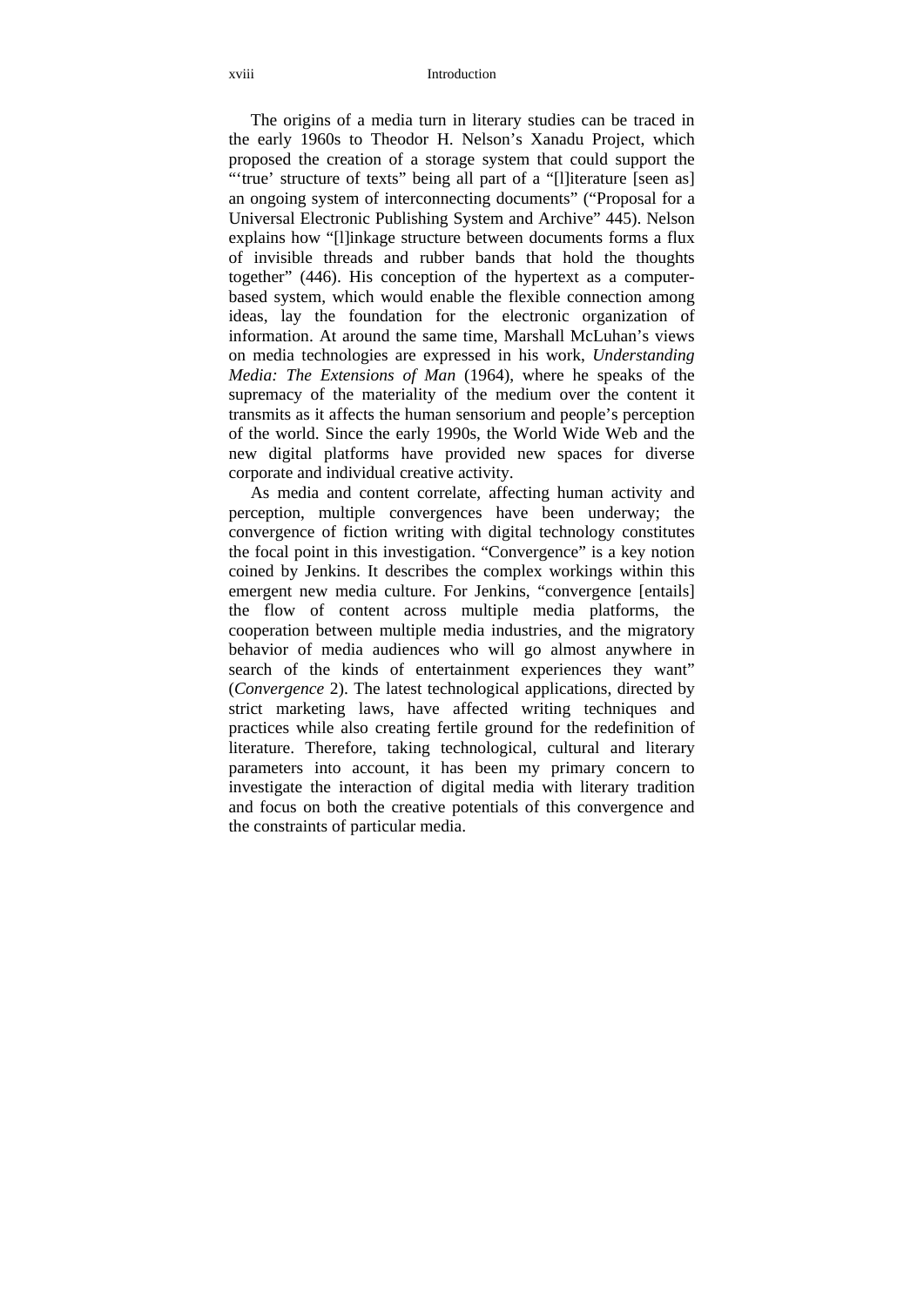The origins of a media turn in literary studies can be traced in the early 1960s to Theodor H. Nelson's Xanadu Project, which proposed the creation of a storage system that could support the "'true' structure of texts" being all part of a "[l]iterature [seen as] an ongoing system of interconnecting documents" ("Proposal for a Universal Electronic Publishing System and Archive" 445). Nelson explains how "[l]inkage structure between documents forms a flux of invisible threads and rubber bands that hold the thoughts together" (446). His conception of the hypertext as a computer-based system, which would enable the flexible connection among ideas, lay the foundation for the electronic organization of information. At around the same time, Marshall McLuhan's views on media technologies are expressed in his work, *Understanding Media: The Extensions of Man* (1964), where he speaks of the supremacy of the materiality of the medium over the content it transmits as it affects the human sensorium and people's perception of the world. Since the early 1990s, the World Wide Web and the new digital platforms have provided new spaces for diverse corporate and individual creative activity.

As media and content correlate, affecting human activity and perception, multiple convergences have been underway; the convergence of fiction writing with digital technology constitutes the focal point in this investigation. "Convergence" is a key notion coined by Jenkins. It describes the complex workings within this emergent new media culture. For Jenkins, "convergence [entails] the flow of content across multiple media platforms, the cooperation between multiple media industries, and the migratory behavior of media audiences who will go almost anywhere in search of the kinds of entertainment experiences they want" (*Convergence* 2). The latest technological applications, directed by strict marketing laws, have affected writing techniques and practices while also creating fertile ground for the redefinition of literature. Therefore, taking technological, cultural and literary parameters into account, it has been my primary concern to investigate the interaction of digital media with literary tradition and focus on both the creative potentials of this convergence and the constraints of particular media.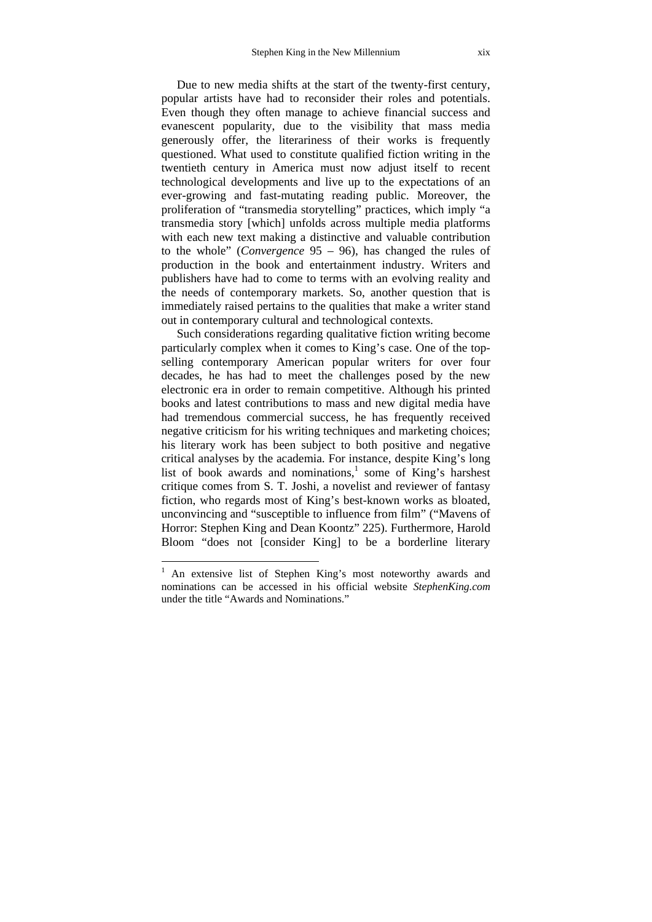Due to new media shifts at the start of the twenty-first century, popular artists have had to reconsider their roles and potentials. Even though they often manage to achieve financial success and evanescent popularity, due to the visibility that mass media generously offer, the literariness of their works is frequently questioned. What used to constitute qualified fiction writing in the twentieth century in America must now adjust itself to recent technological developments and live up to the expectations of an ever-growing and fast-mutating reading public. Moreover, the proliferation of "transmedia storytelling" practices, which imply "a transmedia story [which] unfolds across multiple media platforms with each new text making a distinctive and valuable contribution to the whole" (*Convergence* 95 – 96), has changed the rules of production in the book and entertainment industry. Writers and publishers have had to come to terms with an evolving reality and the needs of contemporary markets. So, another question that is immediately raised pertains to the qualities that make a writer stand out in contemporary cultural and technological contexts.

Such considerations regarding qualitative fiction writing become particularly complex when it comes to King's case. One of the top-selling contemporary American popular writers for over four decades, he has had to meet the challenges posed by the new electronic era in order to remain competitive. Although his printed books and latest contributions to mass and new digital media have had tremendous commercial success, he has frequently received negative criticism for his writing techniques and marketing choices; his literary work has been subject to both positive and negative critical analyses by the academia. For instance, despite King's long list of book awards and nominations,[1] some of King's harshest critique comes from S. T. Joshi, a novelist and reviewer of fantasy fiction, who regards most of King's best-known works as bloated, unconvincing and "susceptible to influence from film" ("Mavens of Horror: Stephen King and Dean Koontz" 225). Furthermore, Harold Bloom "does not [consider King] to be a borderline literary

[1] An extensive list of Stephen King's most noteworthy awards and nominations can be accessed in his official website *StephenKing.com* under the title "Awards and Nominations."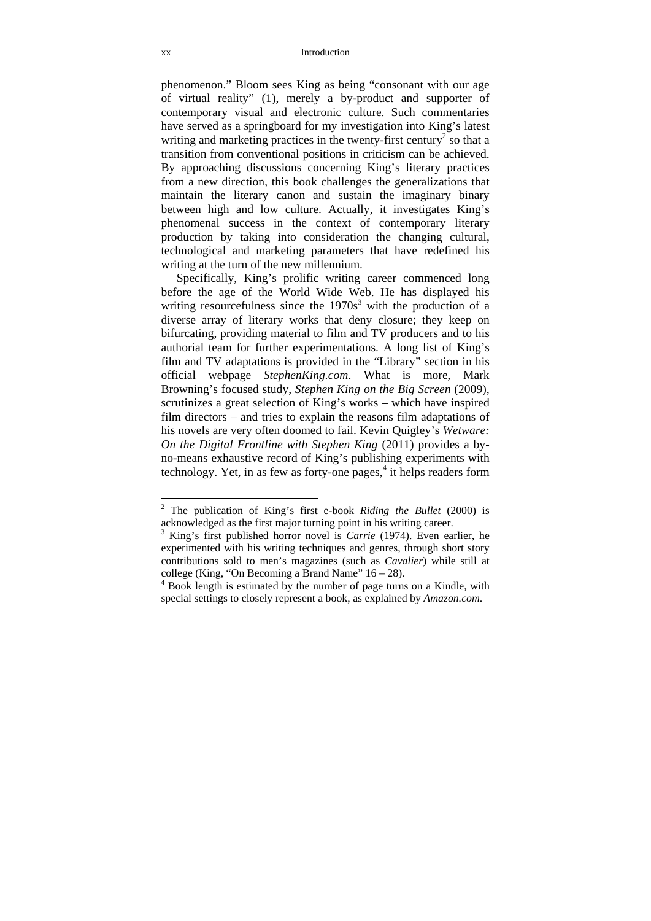phenomenon." Bloom sees King as being "consonant with our age of virtual reality" (1), merely a by-product and supporter of contemporary visual and electronic culture. Such commentaries have served as a springboard for my investigation into King's latest writing and marketing practices in the twenty-first century[2] so that a transition from conventional positions in criticism can be achieved. By approaching discussions concerning King's literary practices from a new direction, this book challenges the generalizations that maintain the literary canon and sustain the imaginary binary between high and low culture. Actually, it investigates King's phenomenal success in the context of contemporary literary production by taking into consideration the changing cultural, technological and marketing parameters that have redefined his writing at the turn of the new millennium.

Specifically, King's prolific writing career commenced long before the age of the World Wide Web. He has displayed his writing resourcefulness since the 1970s[3] with the production of a diverse array of literary works that deny closure; they keep on bifurcating, providing material to film and TV producers and to his authorial team for further experimentations. A long list of King's film and TV adaptations is provided in the "Library" section in his official webpage *StephenKing.com*. What is more, Mark Browning's focused study, *Stephen King on the Big Screen* (2009), scrutinizes a great selection of King's works – which have inspired film directors – and tries to explain the reasons film adaptations of his novels are very often doomed to fail. Kevin Quigley's *Wetware: On the Digital Frontline with Stephen King* (2011) provides a by-no-means exhaustive record of King's publishing experiments with technology. Yet, in as few as forty-one pages,[4] it helps readers form

---

[2] The publication of King's first e-book *Riding the Bullet* (2000) is acknowledged as the first major turning point in his writing career.

[3] King's first published horror novel is *Carrie* (1974). Even earlier, he experimented with his writing techniques and genres, through short story contributions sold to men's magazines (such as *Cavalier*) while still at college (King, "On Becoming a Brand Name" 16 – 28).

[4] Book length is estimated by the number of page turns on a Kindle, with special settings to closely represent a book, as explained by *Amazon.com*.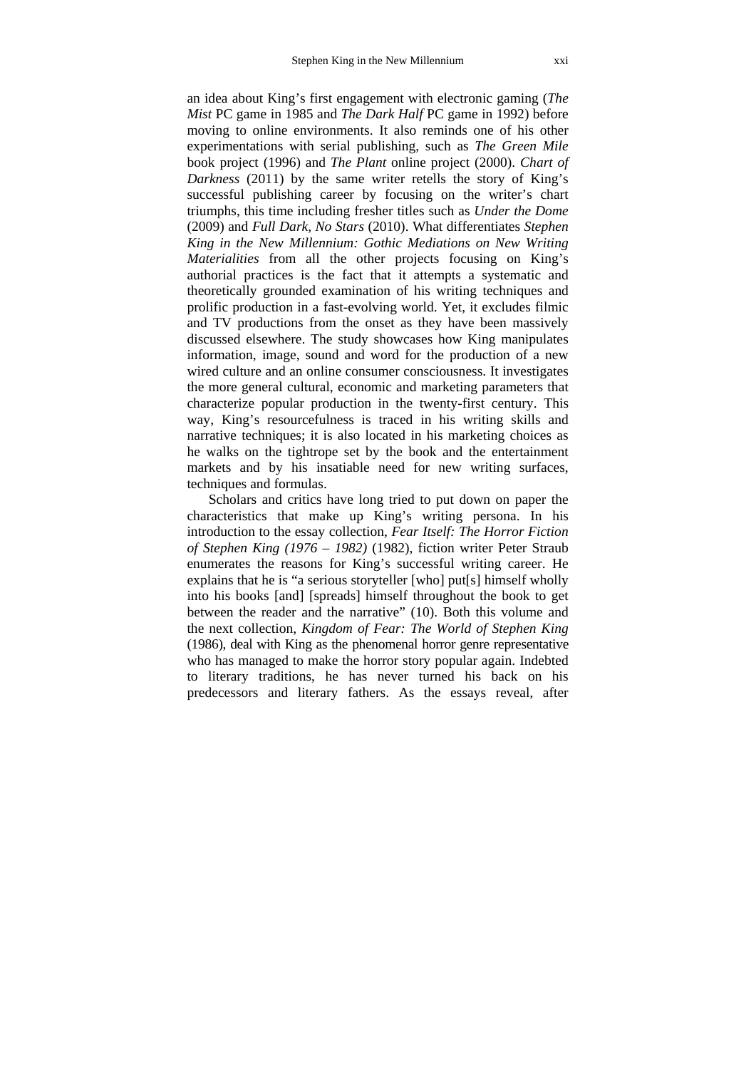an idea about King's first engagement with electronic gaming (*The Mist* PC game in 1985 and *The Dark Half* PC game in 1992) before moving to online environments. It also reminds one of his other experimentations with serial publishing, such as *The Green Mile* book project (1996) and *The Plant* online project (2000). *Chart of Darkness* (2011) by the same writer retells the story of King's successful publishing career by focusing on the writer's chart triumphs, this time including fresher titles such as *Under the Dome* (2009) and *Full Dark, No Stars* (2010). What differentiates *Stephen King in the New Millennium: Gothic Mediations on New Writing Materialities* from all the other projects focusing on King's authorial practices is the fact that it attempts a systematic and theoretically grounded examination of his writing techniques and prolific production in a fast-evolving world. Yet, it excludes filmic and TV productions from the onset as they have been massively discussed elsewhere. The study showcases how King manipulates information, image, sound and word for the production of a new wired culture and an online consumer consciousness. It investigates the more general cultural, economic and marketing parameters that characterize popular production in the twenty-first century. This way, King's resourcefulness is traced in his writing skills and narrative techniques; it is also located in his marketing choices as he walks on the tightrope set by the book and the entertainment markets and by his insatiable need for new writing surfaces, techniques and formulas.

Scholars and critics have long tried to put down on paper the characteristics that make up King's writing persona. In his introduction to the essay collection, *Fear Itself: The Horror Fiction of Stephen King (1976 – 1982)* (1982), fiction writer Peter Straub enumerates the reasons for King's successful writing career. He explains that he is "a serious storyteller [who] put[s] himself wholly into his books [and] [spreads] himself throughout the book to get between the reader and the narrative" (10). Both this volume and the next collection, *Kingdom of Fear: The World of Stephen King* (1986), deal with King as the phenomenal horror genre representative who has managed to make the horror story popular again. Indebted to literary traditions, he has never turned his back on his predecessors and literary fathers. As the essays reveal, after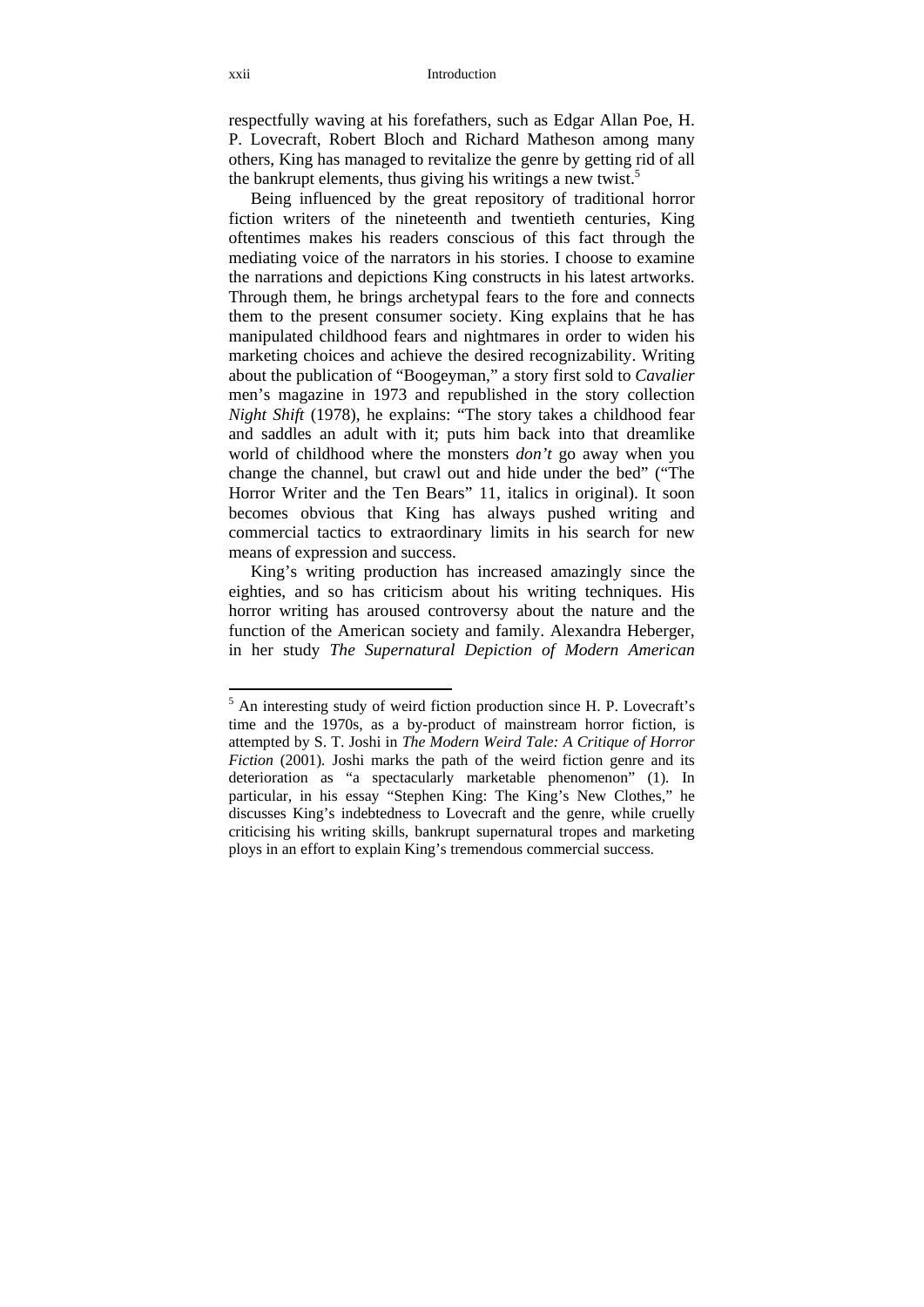respectfully waving at his forefathers, such as Edgar Allan Poe, H. P. Lovecraft, Robert Bloch and Richard Matheson among many others, King has managed to revitalize the genre by getting rid of all the bankrupt elements, thus giving his writings a new twist.[5]

Being influenced by the great repository of traditional horror fiction writers of the nineteenth and twentieth centuries, King oftentimes makes his readers conscious of this fact through the mediating voice of the narrators in his stories. I choose to examine the narrations and depictions King constructs in his latest artworks. Through them, he brings archetypal fears to the fore and connects them to the present consumer society. King explains that he has manipulated childhood fears and nightmares in order to widen his marketing choices and achieve the desired recognizability. Writing about the publication of "Boogeyman," a story first sold to *Cavalier* men's magazine in 1973 and republished in the story collection *Night Shift* (1978), he explains: "The story takes a childhood fear and saddles an adult with it; puts him back into that dreamlike world of childhood where the monsters *don't* go away when you change the channel, but crawl out and hide under the bed" ("The Horror Writer and the Ten Bears" 11, italics in original). It soon becomes obvious that King has always pushed writing and commercial tactics to extraordinary limits in his search for new means of expression and success.

King's writing production has increased amazingly since the eighties, and so has criticism about his writing techniques. His horror writing has aroused controversy about the nature and the function of the American society and family. Alexandra Heberger, in her study *The Supernatural Depiction of Modern American*

---

[5] An interesting study of weird fiction production since H. P. Lovecraft's time and the 1970s, as a by-product of mainstream horror fiction, is attempted by S. T. Joshi in *The Modern Weird Tale: A Critique of Horror Fiction* (2001). Joshi marks the path of the weird fiction genre and its deterioration as "a spectacularly marketable phenomenon" (1). In particular, in his essay "Stephen King: The King's New Clothes," he discusses King's indebtedness to Lovecraft and the genre, while cruelly criticising his writing skills, bankrupt supernatural tropes and marketing ploys in an effort to explain King's tremendous commercial success.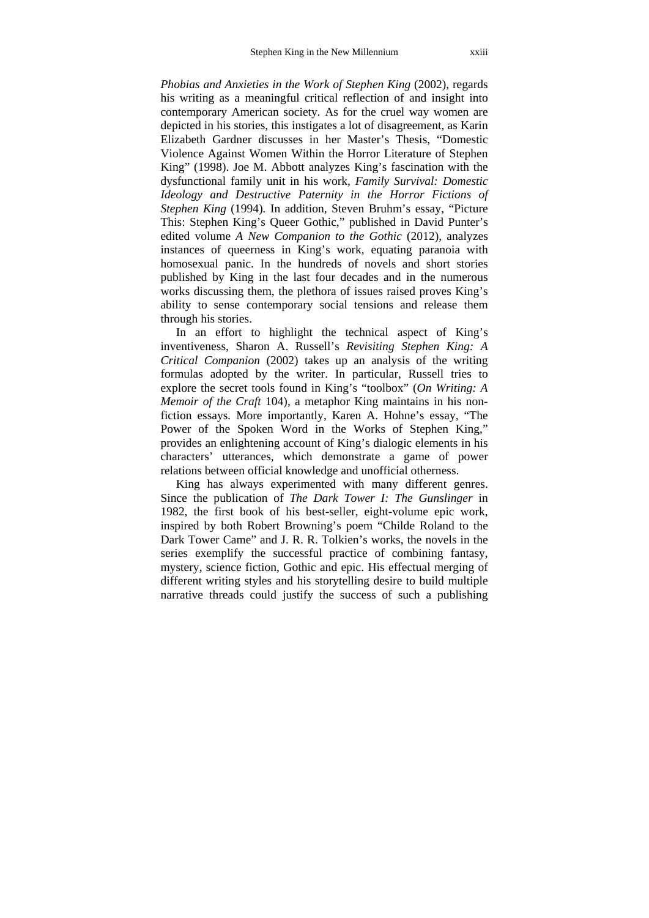*Phobias and Anxieties in the Work of Stephen King* (2002), regards his writing as a meaningful critical reflection of and insight into contemporary American society. As for the cruel way women are depicted in his stories, this instigates a lot of disagreement, as Karin Elizabeth Gardner discusses in her Master's Thesis, "Domestic Violence Against Women Within the Horror Literature of Stephen King" (1998). Joe M. Abbott analyzes King's fascination with the dysfunctional family unit in his work, *Family Survival: Domestic Ideology and Destructive Paternity in the Horror Fictions of Stephen King* (1994). In addition, Steven Bruhm's essay, "Picture This: Stephen King's Queer Gothic," published in David Punter's edited volume *A New Companion to the Gothic* (2012), analyzes instances of queerness in King's work, equating paranoia with homosexual panic. In the hundreds of novels and short stories published by King in the last four decades and in the numerous works discussing them, the plethora of issues raised proves King's ability to sense contemporary social tensions and release them through his stories.

In an effort to highlight the technical aspect of King's inventiveness, Sharon A. Russell's *Revisiting Stephen King: A Critical Companion* (2002) takes up an analysis of the writing formulas adopted by the writer. In particular, Russell tries to explore the secret tools found in King's "toolbox" (*On Writing: A Memoir of the Craft* 104), a metaphor King maintains in his non-fiction essays. More importantly, Karen A. Hohne's essay, "The Power of the Spoken Word in the Works of Stephen King," provides an enlightening account of King's dialogic elements in his characters' utterances, which demonstrate a game of power relations between official knowledge and unofficial otherness.

King has always experimented with many different genres. Since the publication of *The Dark Tower I: The Gunslinger* in 1982, the first book of his best-seller, eight-volume epic work, inspired by both Robert Browning's poem "Childe Roland to the Dark Tower Came" and J. R. R. Tolkien's works, the novels in the series exemplify the successful practice of combining fantasy, mystery, science fiction, Gothic and epic. His effectual merging of different writing styles and his storytelling desire to build multiple narrative threads could justify the success of such a publishing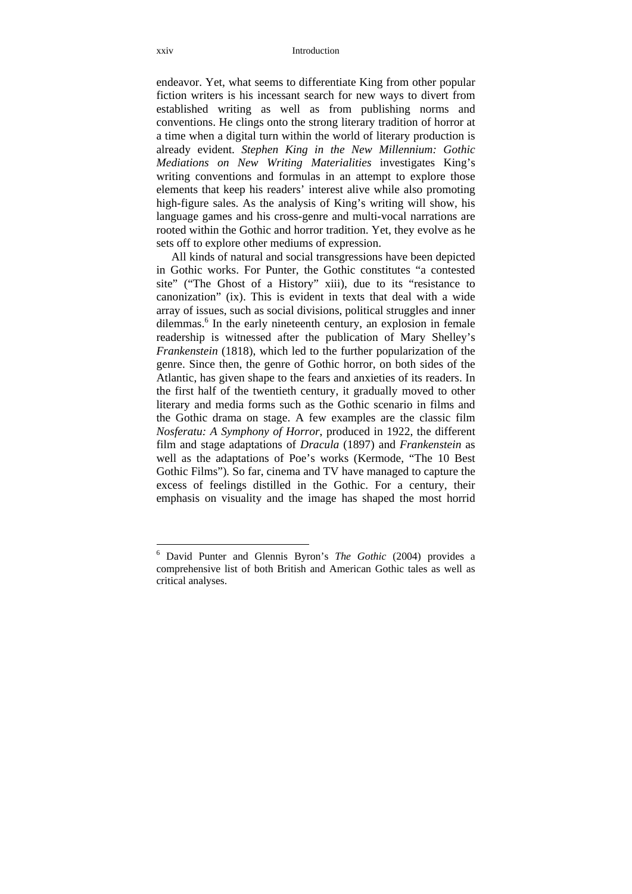endeavor. Yet, what seems to differentiate King from other popular fiction writers is his incessant search for new ways to divert from established writing as well as from publishing norms and conventions. He clings onto the strong literary tradition of horror at a time when a digital turn within the world of literary production is already evident. *Stephen King in the New Millennium: Gothic Mediations on New Writing Materialities* investigates King's writing conventions and formulas in an attempt to explore those elements that keep his readers' interest alive while also promoting high-figure sales. As the analysis of King's writing will show, his language games and his cross-genre and multi-vocal narrations are rooted within the Gothic and horror tradition. Yet, they evolve as he sets off to explore other mediums of expression.

All kinds of natural and social transgressions have been depicted in Gothic works. For Punter, the Gothic constitutes "a contested site" ("The Ghost of a History" xiii), due to its "resistance to canonization" (ix). This is evident in texts that deal with a wide array of issues, such as social divisions, political struggles and inner dilemmas.[6] In the early nineteenth century, an explosion in female readership is witnessed after the publication of Mary Shelley's *Frankenstein* (1818), which led to the further popularization of the genre. Since then, the genre of Gothic horror, on both sides of the Atlantic, has given shape to the fears and anxieties of its readers. In the first half of the twentieth century, it gradually moved to other literary and media forms such as the Gothic scenario in films and the Gothic drama on stage. A few examples are the classic film *Nosferatu: A Symphony of Horror*, produced in 1922, the different film and stage adaptations of *Dracula* (1897) and *Frankenstein* as well as the adaptations of Poe's works (Kermode, "The 10 Best Gothic Films"). So far, cinema and TV have managed to capture the excess of feelings distilled in the Gothic. For a century, their emphasis on visuality and the image has shaped the most horrid

---

[6] David Punter and Glennis Byron's *The Gothic* (2004) provides a comprehensive list of both British and American Gothic tales as well as critical analyses.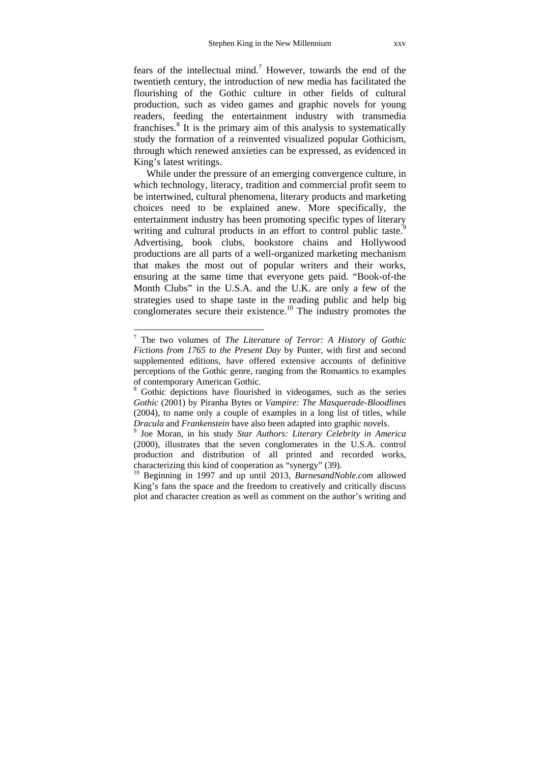fears of the intellectual mind.[7] However, towards the end of the twentieth century, the introduction of new media has facilitated the flourishing of the Gothic culture in other fields of cultural production, such as video games and graphic novels for young readers, feeding the entertainment industry with transmedia franchises.[8] It is the primary aim of this analysis to systematically study the formation of a reinvented visualized popular Gothicism, through which renewed anxieties can be expressed, as evidenced in King's latest writings.

While under the pressure of an emerging convergence culture, in which technology, literacy, tradition and commercial profit seem to be intertwined, cultural phenomena, literary products and marketing choices need to be explained anew. More specifically, the entertainment industry has been promoting specific types of literary writing and cultural products in an effort to control public taste.[9] Advertising, book clubs, bookstore chains and Hollywood productions are all parts of a well-organized marketing mechanism that makes the most out of popular writers and their works, ensuring at the same time that everyone gets paid. "Book-of-the Month Clubs" in the U.S.A. and the U.K. are only a few of the strategies used to shape taste in the reading public and help big conglomerates secure their existence.[10] The industry promotes the

---

[7] The two volumes of *The Literature of Terror: A History of Gothic Fictions from 1765 to the Present Day* by Punter, with first and second supplemented editions, have offered extensive accounts of definitive perceptions of the Gothic genre, ranging from the Romantics to examples of contemporary American Gothic.

[8] Gothic depictions have flourished in videogames, such as the series *Gothic* (2001) by Piranha Bytes or *Vampire: The Masquerade-Bloodlines* (2004), to name only a couple of examples in a long list of titles, while *Dracula* and *Frankenstein* have also been adapted into graphic novels.

[9] Joe Moran, in his study *Star Authors: Literary Celebrity in America* (2000), illustrates that the seven conglomerates in the U.S.A. control production and distribution of all printed and recorded works, characterizing this kind of cooperation as "synergy" (39).

[10] Beginning in 1997 and up until 2013, *BarnesandNoble.com* allowed King's fans the space and the freedom to creatively and critically discuss plot and character creation as well as comment on the author's writing and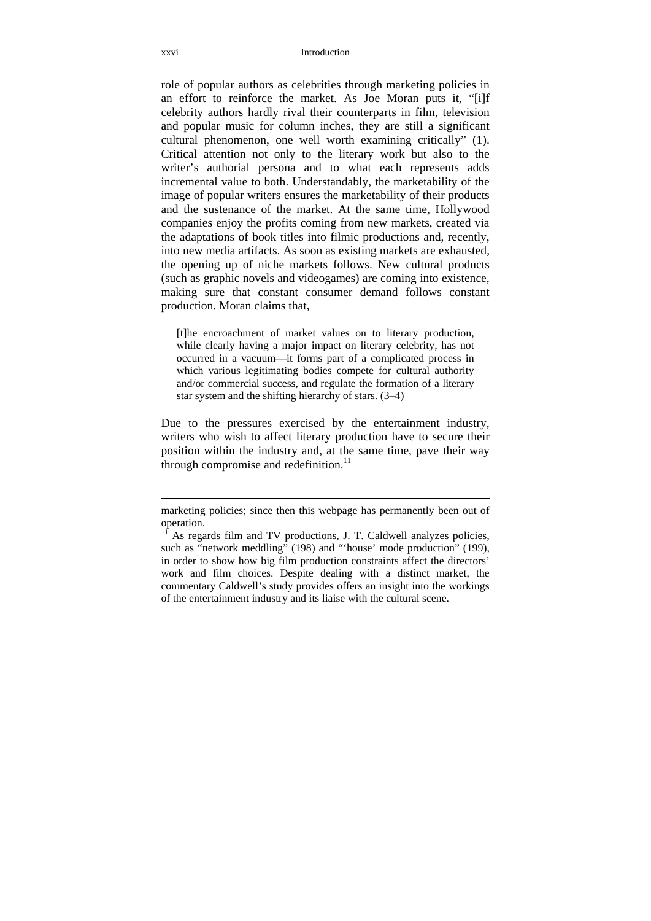role of popular authors as celebrities through marketing policies in an effort to reinforce the market. As Joe Moran puts it, "[i]f celebrity authors hardly rival their counterparts in film, television and popular music for column inches, they are still a significant cultural phenomenon, one well worth examining critically" (1). Critical attention not only to the literary work but also to the writer's authorial persona and to what each represents adds incremental value to both. Understandably, the marketability of the image of popular writers ensures the marketability of their products and the sustenance of the market. At the same time, Hollywood companies enjoy the profits coming from new markets, created via the adaptations of book titles into filmic productions and, recently, into new media artifacts. As soon as existing markets are exhausted, the opening up of niche markets follows. New cultural products (such as graphic novels and videogames) are coming into existence, making sure that constant consumer demand follows constant production. Moran claims that,

> [t]he encroachment of market values on to literary production, while clearly having a major impact on literary celebrity, has not occurred in a vacuum—it forms part of a complicated process in which various legitimating bodies compete for cultural authority and/or commercial success, and regulate the formation of a literary star system and the shifting hierarchy of stars. (3–4)

Due to the pressures exercised by the entertainment industry, writers who wish to affect literary production have to secure their position within the industry and, at the same time, pave their way through compromise and redefinition.[11]

---

marketing policies; since then this webpage has permanently been out of operation.

[11] As regards film and TV productions, J. T. Caldwell analyzes policies, such as "network meddling" (198) and "'house' mode production" (199), in order to show how big film production constraints affect the directors' work and film choices. Despite dealing with a distinct market, the commentary Caldwell's study provides offers an insight into the workings of the entertainment industry and its liaise with the cultural scene.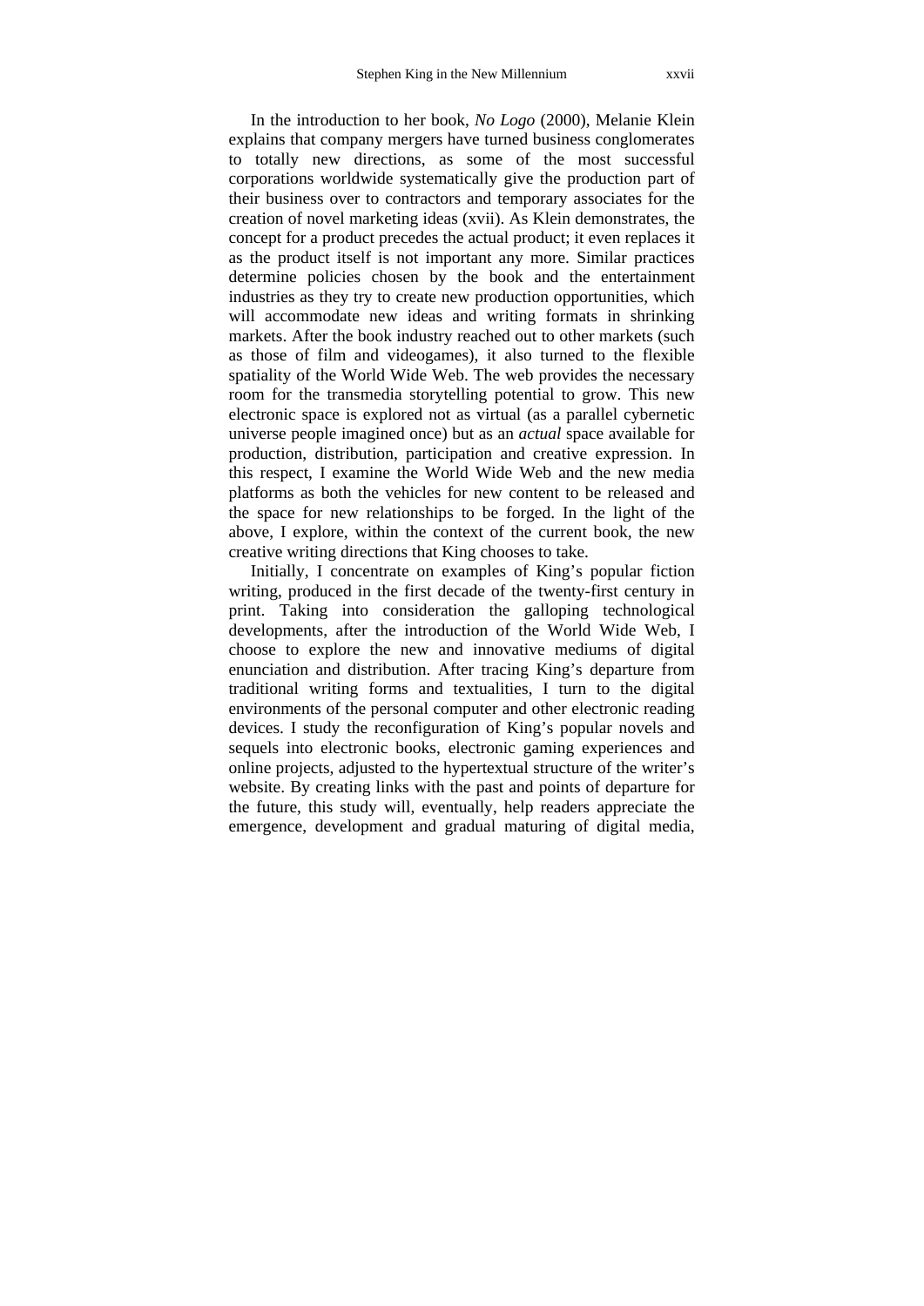In the introduction to her book, *No Logo* (2000), Melanie Klein explains that company mergers have turned business conglomerates to totally new directions, as some of the most successful corporations worldwide systematically give the production part of their business over to contractors and temporary associates for the creation of novel marketing ideas (xvii). As Klein demonstrates, the concept for a product precedes the actual product; it even replaces it as the product itself is not important any more. Similar practices determine policies chosen by the book and the entertainment industries as they try to create new production opportunities, which will accommodate new ideas and writing formats in shrinking markets. After the book industry reached out to other markets (such as those of film and videogames), it also turned to the flexible spatiality of the World Wide Web. The web provides the necessary room for the transmedia storytelling potential to grow. This new electronic space is explored not as virtual (as a parallel cybernetic universe people imagined once) but as an *actual* space available for production, distribution, participation and creative expression. In this respect, I examine the World Wide Web and the new media platforms as both the vehicles for new content to be released and the space for new relationships to be forged. In the light of the above, I explore, within the context of the current book, the new creative writing directions that King chooses to take.

Initially, I concentrate on examples of King's popular fiction writing, produced in the first decade of the twenty-first century in print. Taking into consideration the galloping technological developments, after the introduction of the World Wide Web, I choose to explore the new and innovative mediums of digital enunciation and distribution. After tracing King's departure from traditional writing forms and textualities, I turn to the digital environments of the personal computer and other electronic reading devices. I study the reconfiguration of King's popular novels and sequels into electronic books, electronic gaming experiences and online projects, adjusted to the hypertextual structure of the writer's website. By creating links with the past and points of departure for the future, this study will, eventually, help readers appreciate the emergence, development and gradual maturing of digital media,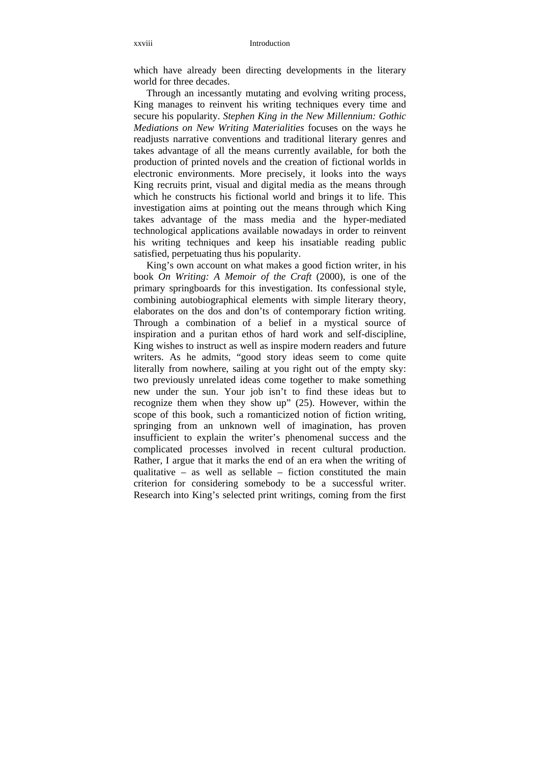which have already been directing developments in the literary world for three decades.

Through an incessantly mutating and evolving writing process, King manages to reinvent his writing techniques every time and secure his popularity. *Stephen King in the New Millennium: Gothic Mediations on New Writing Materialities* focuses on the ways he readjusts narrative conventions and traditional literary genres and takes advantage of all the means currently available, for both the production of printed novels and the creation of fictional worlds in electronic environments. More precisely, it looks into the ways King recruits print, visual and digital media as the means through which he constructs his fictional world and brings it to life. This investigation aims at pointing out the means through which King takes advantage of the mass media and the hyper-mediated technological applications available nowadays in order to reinvent his writing techniques and keep his insatiable reading public satisfied, perpetuating thus his popularity.

King's own account on what makes a good fiction writer, in his book *On Writing: A Memoir of the Craft* (2000), is one of the primary springboards for this investigation. Its confessional style, combining autobiographical elements with simple literary theory, elaborates on the dos and don'ts of contemporary fiction writing. Through a combination of a belief in a mystical source of inspiration and a puritan ethos of hard work and self-discipline, King wishes to instruct as well as inspire modern readers and future writers. As he admits, "good story ideas seem to come quite literally from nowhere, sailing at you right out of the empty sky: two previously unrelated ideas come together to make something new under the sun. Your job isn't to find these ideas but to recognize them when they show up" (25). However, within the scope of this book, such a romanticized notion of fiction writing, springing from an unknown well of imagination, has proven insufficient to explain the writer's phenomenal success and the complicated processes involved in recent cultural production. Rather, I argue that it marks the end of an era when the writing of qualitative – as well as sellable – fiction constituted the main criterion for considering somebody to be a successful writer. Research into King's selected print writings, coming from the first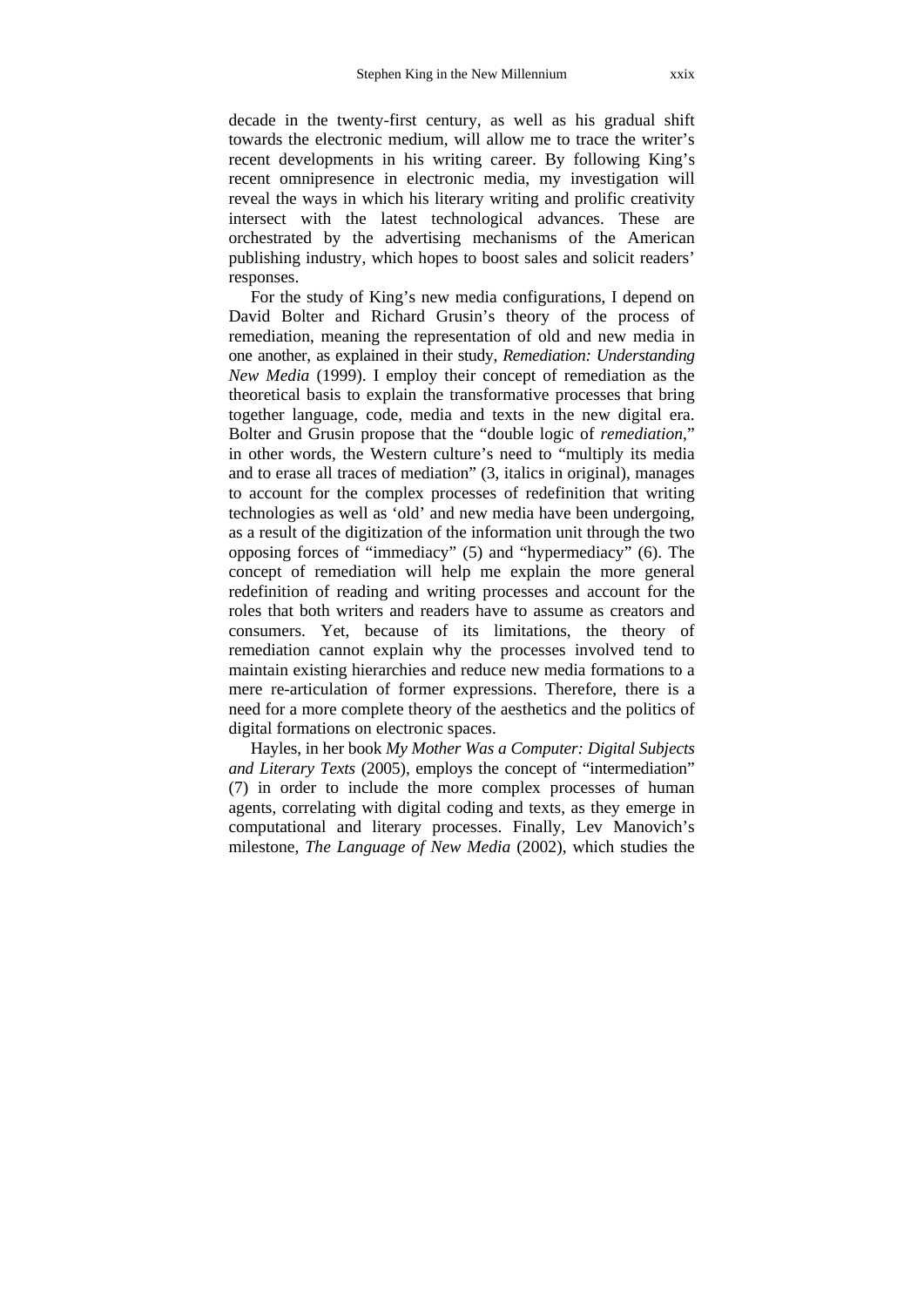decade in the twenty-first century, as well as his gradual shift towards the electronic medium, will allow me to trace the writer's recent developments in his writing career. By following King's recent omnipresence in electronic media, my investigation will reveal the ways in which his literary writing and prolific creativity intersect with the latest technological advances. These are orchestrated by the advertising mechanisms of the American publishing industry, which hopes to boost sales and solicit readers' responses.

For the study of King's new media configurations, I depend on David Bolter and Richard Grusin's theory of the process of remediation, meaning the representation of old and new media in one another, as explained in their study, *Remediation: Understanding New Media* (1999). I employ their concept of remediation as the theoretical basis to explain the transformative processes that bring together language, code, media and texts in the new digital era. Bolter and Grusin propose that the "double logic of *remediation*," in other words, the Western culture's need to "multiply its media and to erase all traces of mediation" (3, italics in original), manages to account for the complex processes of redefinition that writing technologies as well as 'old' and new media have been undergoing, as a result of the digitization of the information unit through the two opposing forces of "immediacy" (5) and "hypermediacy" (6). The concept of remediation will help me explain the more general redefinition of reading and writing processes and account for the roles that both writers and readers have to assume as creators and consumers. Yet, because of its limitations, the theory of remediation cannot explain why the processes involved tend to maintain existing hierarchies and reduce new media formations to a mere re-articulation of former expressions. Therefore, there is a need for a more complete theory of the aesthetics and the politics of digital formations on electronic spaces.

Hayles, in her book *My Mother Was a Computer: Digital Subjects and Literary Texts* (2005), employs the concept of "intermediation" (7) in order to include the more complex processes of human agents, correlating with digital coding and texts, as they emerge in computational and literary processes. Finally, Lev Manovich's milestone, *The Language of New Media* (2002), which studies the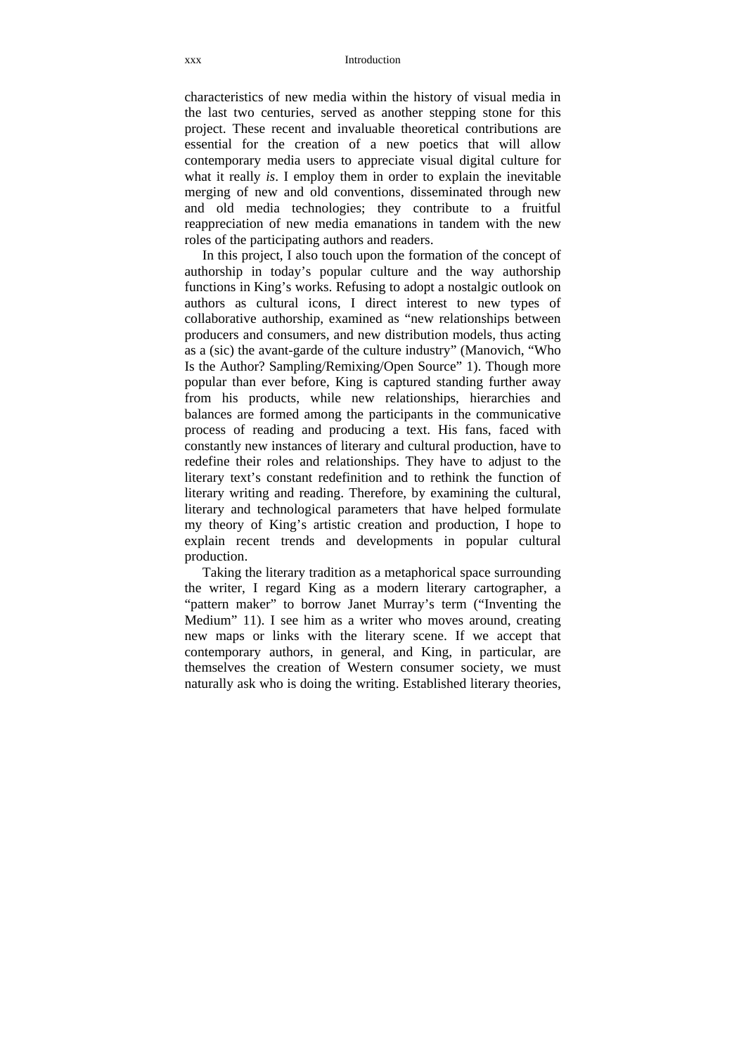characteristics of new media within the history of visual media in the last two centuries, served as another stepping stone for this project. These recent and invaluable theoretical contributions are essential for the creation of a new poetics that will allow contemporary media users to appreciate visual digital culture for what it really *is*. I employ them in order to explain the inevitable merging of new and old conventions, disseminated through new and old media technologies; they contribute to a fruitful reappreciation of new media emanations in tandem with the new roles of the participating authors and readers.

In this project, I also touch upon the formation of the concept of authorship in today's popular culture and the way authorship functions in King's works. Refusing to adopt a nostalgic outlook on authors as cultural icons, I direct interest to new types of collaborative authorship, examined as "new relationships between producers and consumers, and new distribution models, thus acting as a (sic) the avant-garde of the culture industry" (Manovich, "Who Is the Author? Sampling/Remixing/Open Source" 1). Though more popular than ever before, King is captured standing further away from his products, while new relationships, hierarchies and balances are formed among the participants in the communicative process of reading and producing a text. His fans, faced with constantly new instances of literary and cultural production, have to redefine their roles and relationships. They have to adjust to the literary text's constant redefinition and to rethink the function of literary writing and reading. Therefore, by examining the cultural, literary and technological parameters that have helped formulate my theory of King's artistic creation and production, I hope to explain recent trends and developments in popular cultural production.

Taking the literary tradition as a metaphorical space surrounding the writer, I regard King as a modern literary cartographer, a "pattern maker" to borrow Janet Murray's term ("Inventing the Medium" 11). I see him as a writer who moves around, creating new maps or links with the literary scene. If we accept that contemporary authors, in general, and King, in particular, are themselves the creation of Western consumer society, we must naturally ask who is doing the writing. Established literary theories,